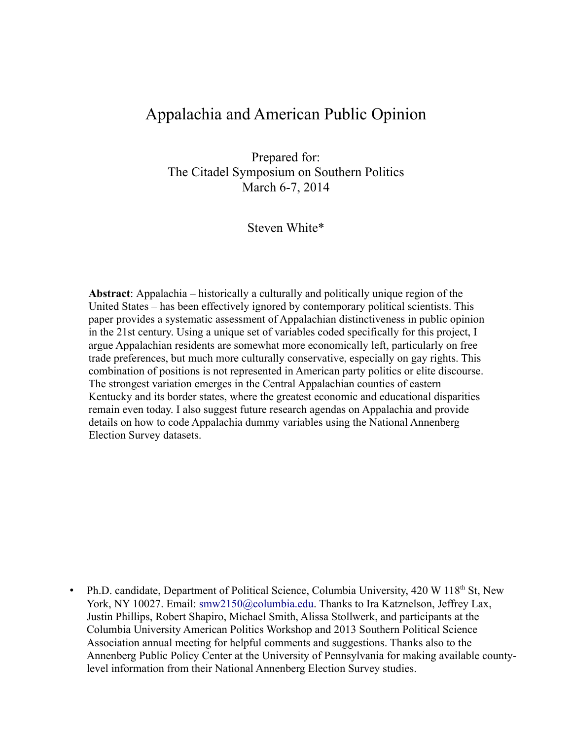# Appalachia and American Public Opinion

Prepared for:
The Citadel Symposium on Southern Politics
March 6-7, 2014

Steven White*

**Abstract**: Appalachia – historically a culturally and politically unique region of the United States – has been effectively ignored by contemporary political scientists. This paper provides a systematic assessment of Appalachian distinctiveness in public opinion in the 21st century. Using a unique set of variables coded specifically for this project, I argue Appalachian residents are somewhat more economically left, particularly on free trade preferences, but much more culturally conservative, especially on gay rights. This combination of positions is not represented in American party politics or elite discourse. The strongest variation emerges in the Central Appalachian counties of eastern Kentucky and its border states, where the greatest economic and educational disparities remain even today. I also suggest future research agendas on Appalachia and provide details on how to code Appalachia dummy variables using the National Annenberg Election Survey datasets.

- Ph.D. candidate, Department of Political Science, Columbia University, 420 W 118th St, New York, NY 10027. Email: smw2150@columbia.edu. Thanks to Ira Katznelson, Jeffrey Lax, Justin Phillips, Robert Shapiro, Michael Smith, Alissa Stollwerk, and participants at the Columbia University American Politics Workshop and 2013 Southern Political Science Association annual meeting for helpful comments and suggestions. Thanks also to the Annenberg Public Policy Center at the University of Pennsylvania for making available county-level information from their National Annenberg Election Survey studies.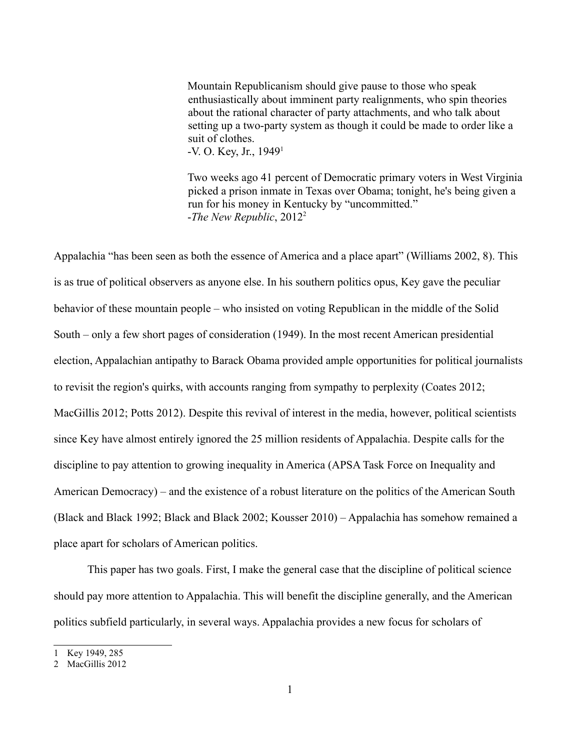> Mountain Republicanism should give pause to those who speak enthusiastically about imminent party realignments, who spin theories about the rational character of party attachments, and who talk about setting up a two-party system as though it could be made to order like a suit of clothes.
> -V. O. Key, Jr., 1949[1]

> Two weeks ago 41 percent of Democratic primary voters in West Virginia picked a prison inmate in Texas over Obama; tonight, he's being given a run for his money in Kentucky by "uncommitted."
> -*The New Republic*, 2012[2]

Appalachia "has been seen as both the essence of America and a place apart" (Williams 2002, 8). This is as true of political observers as anyone else. In his southern politics opus, Key gave the peculiar behavior of these mountain people – who insisted on voting Republican in the middle of the Solid South – only a few short pages of consideration (1949). In the most recent American presidential election, Appalachian antipathy to Barack Obama provided ample opportunities for political journalists to revisit the region's quirks, with accounts ranging from sympathy to perplexity (Coates 2012; MacGillis 2012; Potts 2012). Despite this revival of interest in the media, however, political scientists since Key have almost entirely ignored the 25 million residents of Appalachia. Despite calls for the discipline to pay attention to growing inequality in America (APSA Task Force on Inequality and American Democracy) – and the existence of a robust literature on the politics of the American South (Black and Black 1992; Black and Black 2002; Kousser 2010) – Appalachia has somehow remained a place apart for scholars of American politics.

This paper has two goals. First, I make the general case that the discipline of political science should pay more attention to Appalachia. This will benefit the discipline generally, and the American politics subfield particularly, in several ways. Appalachia provides a new focus for scholars of

---

1 Key 1949, 285

2 MacGillis 2012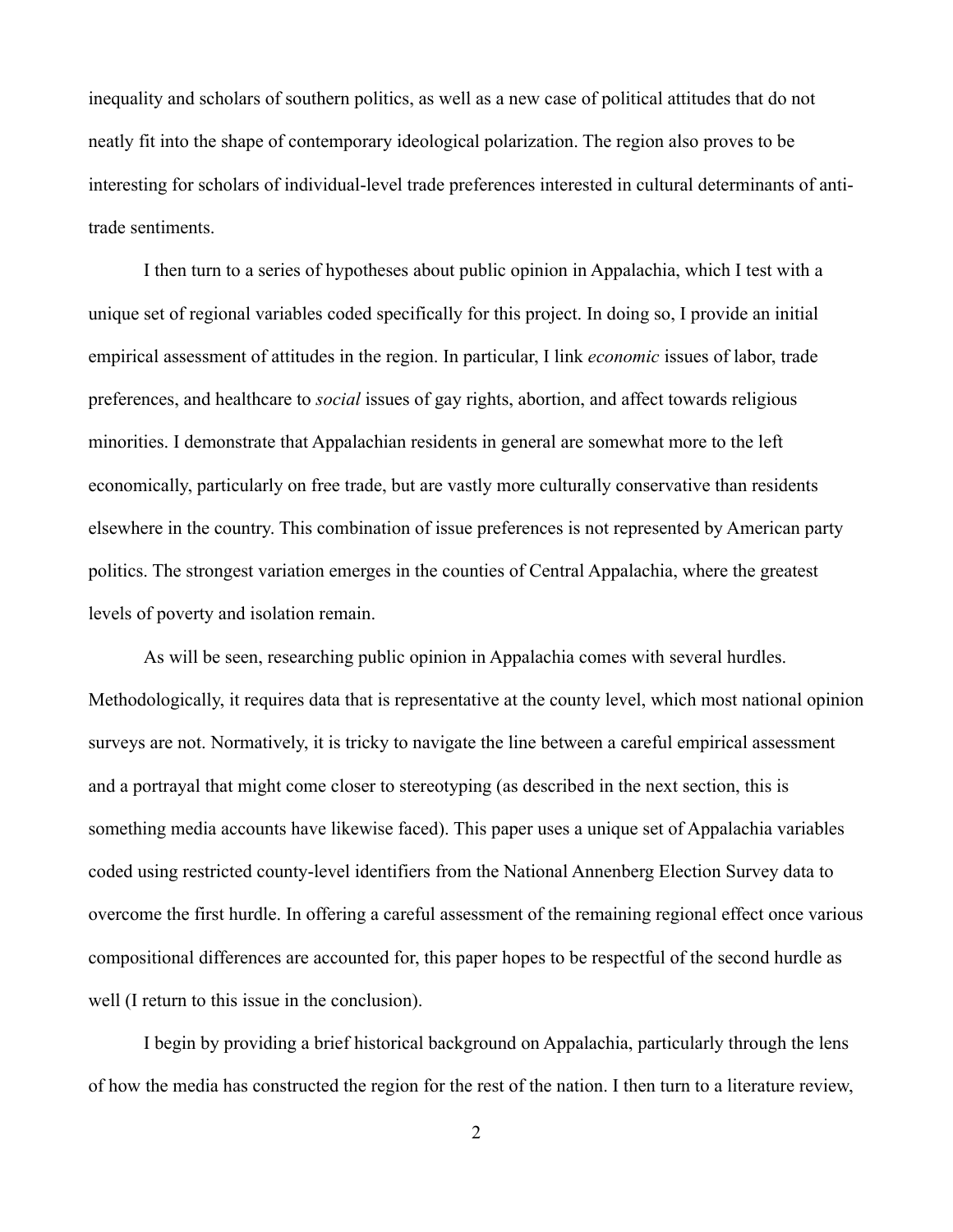inequality and scholars of southern politics, as well as a new case of political attitudes that do not neatly fit into the shape of contemporary ideological polarization. The region also proves to be interesting for scholars of individual-level trade preferences interested in cultural determinants of anti-trade sentiments.

I then turn to a series of hypotheses about public opinion in Appalachia, which I test with a unique set of regional variables coded specifically for this project. In doing so, I provide an initial empirical assessment of attitudes in the region. In particular, I link *economic* issues of labor, trade preferences, and healthcare to *social* issues of gay rights, abortion, and affect towards religious minorities. I demonstrate that Appalachian residents in general are somewhat more to the left economically, particularly on free trade, but are vastly more culturally conservative than residents elsewhere in the country. This combination of issue preferences is not represented by American party politics. The strongest variation emerges in the counties of Central Appalachia, where the greatest levels of poverty and isolation remain.

As will be seen, researching public opinion in Appalachia comes with several hurdles. Methodologically, it requires data that is representative at the county level, which most national opinion surveys are not. Normatively, it is tricky to navigate the line between a careful empirical assessment and a portrayal that might come closer to stereotyping (as described in the next section, this is something media accounts have likewise faced). This paper uses a unique set of Appalachia variables coded using restricted county-level identifiers from the National Annenberg Election Survey data to overcome the first hurdle. In offering a careful assessment of the remaining regional effect once various compositional differences are accounted for, this paper hopes to be respectful of the second hurdle as well (I return to this issue in the conclusion).

I begin by providing a brief historical background on Appalachia, particularly through the lens of how the media has constructed the region for the rest of the nation. I then turn to a literature review,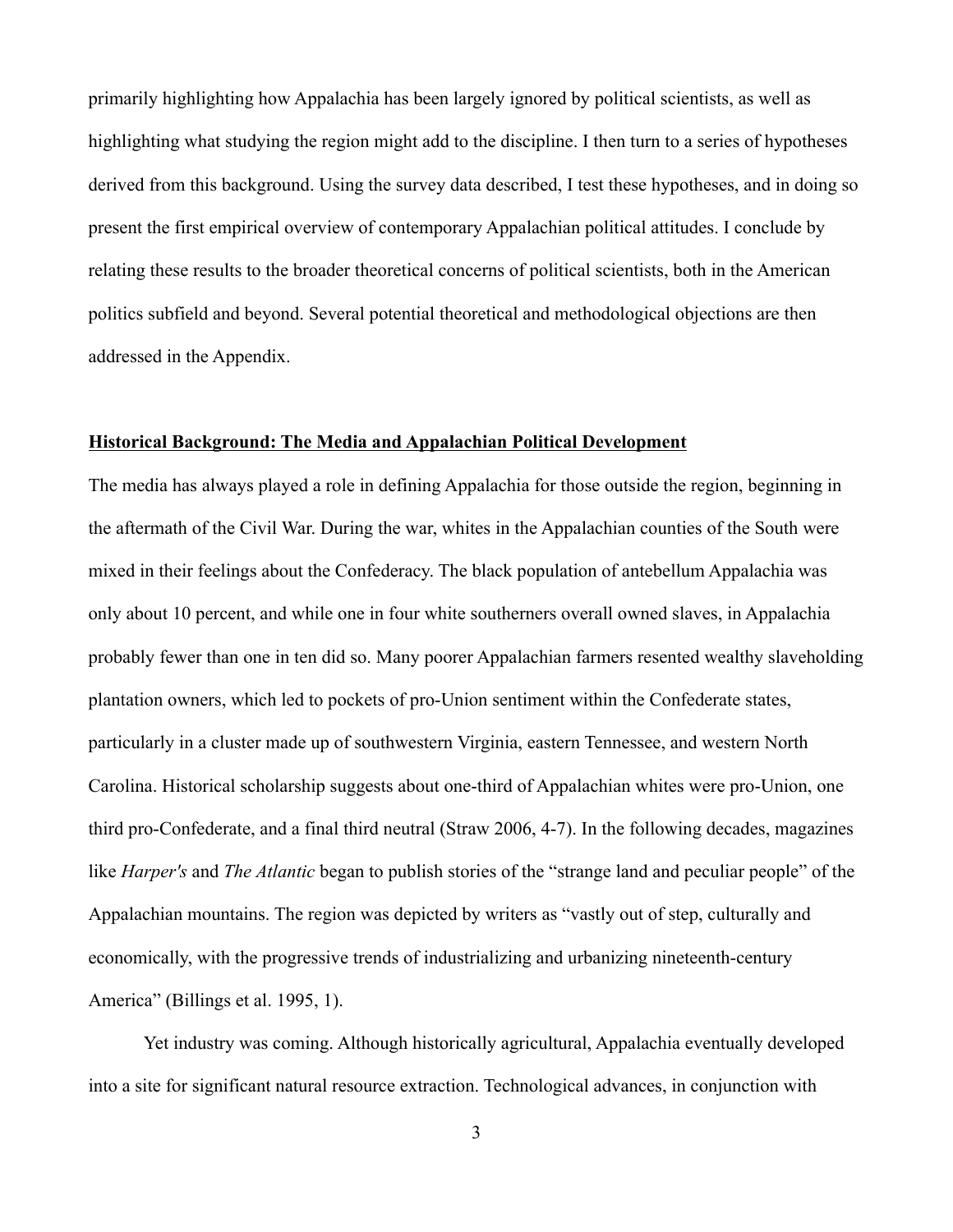primarily highlighting how Appalachia has been largely ignored by political scientists, as well as highlighting what studying the region might add to the discipline. I then turn to a series of hypotheses derived from this background. Using the survey data described, I test these hypotheses, and in doing so present the first empirical overview of contemporary Appalachian political attitudes. I conclude by relating these results to the broader theoretical concerns of political scientists, both in the American politics subfield and beyond. Several potential theoretical and methodological objections are then addressed in the Appendix.

## Historical Background: The Media and Appalachian Political Development

The media has always played a role in defining Appalachia for those outside the region, beginning in the aftermath of the Civil War. During the war, whites in the Appalachian counties of the South were mixed in their feelings about the Confederacy. The black population of antebellum Appalachia was only about 10 percent, and while one in four white southerners overall owned slaves, in Appalachia probably fewer than one in ten did so. Many poorer Appalachian farmers resented wealthy slaveholding plantation owners, which led to pockets of pro-Union sentiment within the Confederate states, particularly in a cluster made up of southwestern Virginia, eastern Tennessee, and western North Carolina. Historical scholarship suggests about one-third of Appalachian whites were pro-Union, one third pro-Confederate, and a final third neutral (Straw 2006, 4-7). In the following decades, magazines like *Harper's* and *The Atlantic* began to publish stories of the "strange land and peculiar people" of the Appalachian mountains. The region was depicted by writers as "vastly out of step, culturally and economically, with the progressive trends of industrializing and urbanizing nineteenth-century America" (Billings et al. 1995, 1).

Yet industry was coming. Although historically agricultural, Appalachia eventually developed into a site for significant natural resource extraction. Technological advances, in conjunction with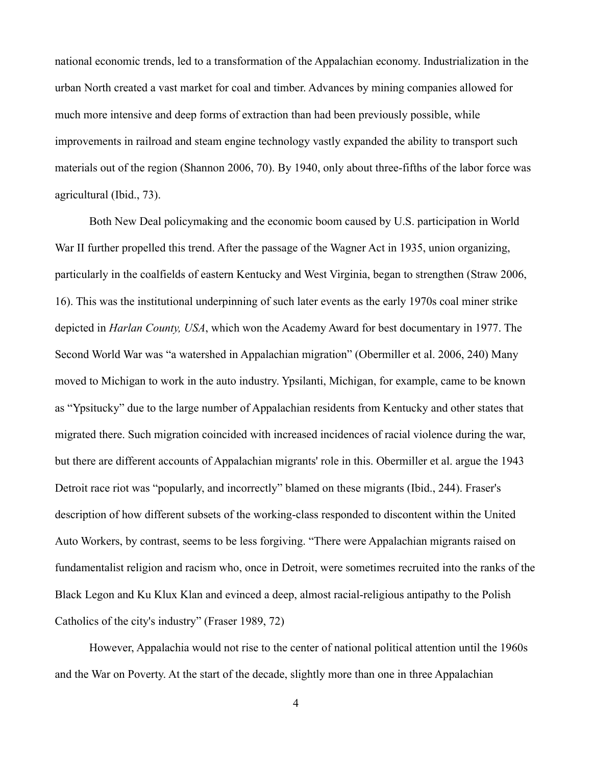national economic trends, led to a transformation of the Appalachian economy. Industrialization in the urban North created a vast market for coal and timber. Advances by mining companies allowed for much more intensive and deep forms of extraction than had been previously possible, while improvements in railroad and steam engine technology vastly expanded the ability to transport such materials out of the region (Shannon 2006, 70). By 1940, only about three-fifths of the labor force was agricultural (Ibid., 73).

Both New Deal policymaking and the economic boom caused by U.S. participation in World War II further propelled this trend. After the passage of the Wagner Act in 1935, union organizing, particularly in the coalfields of eastern Kentucky and West Virginia, began to strengthen (Straw 2006, 16). This was the institutional underpinning of such later events as the early 1970s coal miner strike depicted in *Harlan County, USA*, which won the Academy Award for best documentary in 1977. The Second World War was "a watershed in Appalachian migration" (Obermiller et al. 2006, 240) Many moved to Michigan to work in the auto industry. Ypsilanti, Michigan, for example, came to be known as "Ypsitucky" due to the large number of Appalachian residents from Kentucky and other states that migrated there. Such migration coincided with increased incidences of racial violence during the war, but there are different accounts of Appalachian migrants' role in this. Obermiller et al. argue the 1943 Detroit race riot was "popularly, and incorrectly" blamed on these migrants (Ibid., 244). Fraser's description of how different subsets of the working-class responded to discontent within the United Auto Workers, by contrast, seems to be less forgiving. "There were Appalachian migrants raised on fundamentalist religion and racism who, once in Detroit, were sometimes recruited into the ranks of the Black Legon and Ku Klux Klan and evinced a deep, almost racial-religious antipathy to the Polish Catholics of the city's industry" (Fraser 1989, 72)

However, Appalachia would not rise to the center of national political attention until the 1960s and the War on Poverty. At the start of the decade, slightly more than one in three Appalachian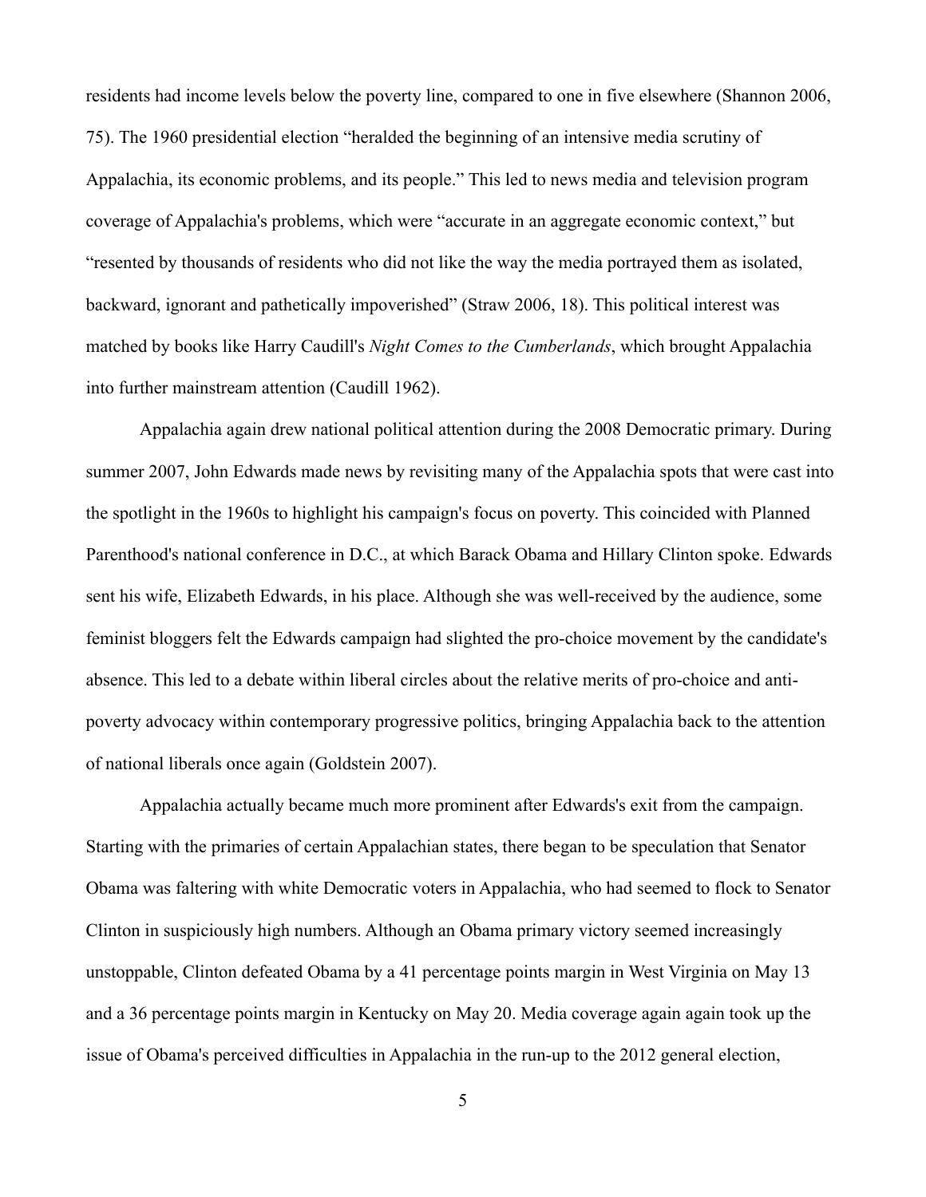residents had income levels below the poverty line, compared to one in five elsewhere (Shannon 2006, 75). The 1960 presidential election "heralded the beginning of an intensive media scrutiny of Appalachia, its economic problems, and its people." This led to news media and television program coverage of Appalachia's problems, which were "accurate in an aggregate economic context," but "resented by thousands of residents who did not like the way the media portrayed them as isolated, backward, ignorant and pathetically impoverished" (Straw 2006, 18). This political interest was matched by books like Harry Caudill's *Night Comes to the Cumberlands*, which brought Appalachia into further mainstream attention (Caudill 1962).

Appalachia again drew national political attention during the 2008 Democratic primary. During summer 2007, John Edwards made news by revisiting many of the Appalachia spots that were cast into the spotlight in the 1960s to highlight his campaign's focus on poverty. This coincided with Planned Parenthood's national conference in D.C., at which Barack Obama and Hillary Clinton spoke. Edwards sent his wife, Elizabeth Edwards, in his place. Although she was well-received by the audience, some feminist bloggers felt the Edwards campaign had slighted the pro-choice movement by the candidate's absence. This led to a debate within liberal circles about the relative merits of pro-choice and anti-poverty advocacy within contemporary progressive politics, bringing Appalachia back to the attention of national liberals once again (Goldstein 2007).

Appalachia actually became much more prominent after Edwards's exit from the campaign. Starting with the primaries of certain Appalachian states, there began to be speculation that Senator Obama was faltering with white Democratic voters in Appalachia, who had seemed to flock to Senator Clinton in suspiciously high numbers. Although an Obama primary victory seemed increasingly unstoppable, Clinton defeated Obama by a 41 percentage points margin in West Virginia on May 13 and a 36 percentage points margin in Kentucky on May 20. Media coverage again again took up the issue of Obama's perceived difficulties in Appalachia in the run-up to the 2012 general election,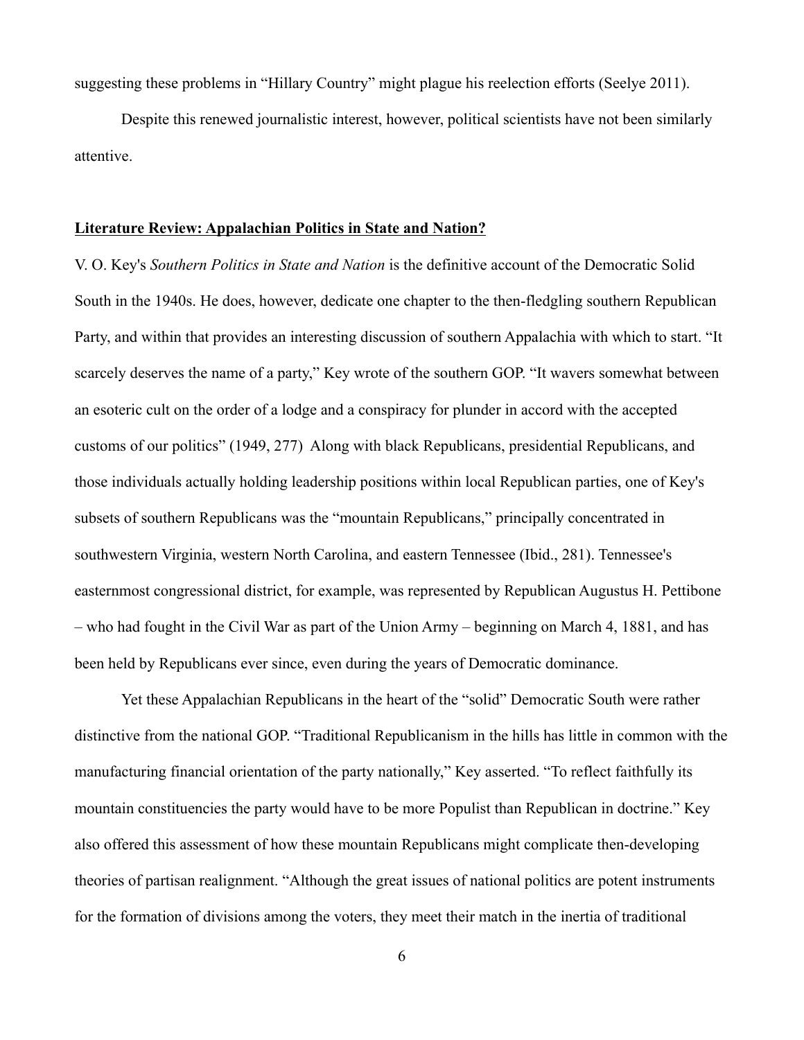suggesting these problems in "Hillary Country" might plague his reelection efforts (Seelye 2011).

Despite this renewed journalistic interest, however, political scientists have not been similarly attentive.

## **Literature Review: Appalachian Politics in State and Nation?**

V. O. Key's *Southern Politics in State and Nation* is the definitive account of the Democratic Solid South in the 1940s. He does, however, dedicate one chapter to the then-fledgling southern Republican Party, and within that provides an interesting discussion of southern Appalachia with which to start. "It scarcely deserves the name of a party," Key wrote of the southern GOP. "It wavers somewhat between an esoteric cult on the order of a lodge and a conspiracy for plunder in accord with the accepted customs of our politics" (1949, 277) Along with black Republicans, presidential Republicans, and those individuals actually holding leadership positions within local Republican parties, one of Key's subsets of southern Republicans was the "mountain Republicans," principally concentrated in southwestern Virginia, western North Carolina, and eastern Tennessee (Ibid., 281). Tennessee's easternmost congressional district, for example, was represented by Republican Augustus H. Pettibone – who had fought in the Civil War as part of the Union Army – beginning on March 4, 1881, and has been held by Republicans ever since, even during the years of Democratic dominance.

Yet these Appalachian Republicans in the heart of the "solid" Democratic South were rather distinctive from the national GOP. "Traditional Republicanism in the hills has little in common with the manufacturing financial orientation of the party nationally," Key asserted. "To reflect faithfully its mountain constituencies the party would have to be more Populist than Republican in doctrine." Key also offered this assessment of how these mountain Republicans might complicate then-developing theories of partisan realignment. "Although the great issues of national politics are potent instruments for the formation of divisions among the voters, they meet their match in the inertia of traditional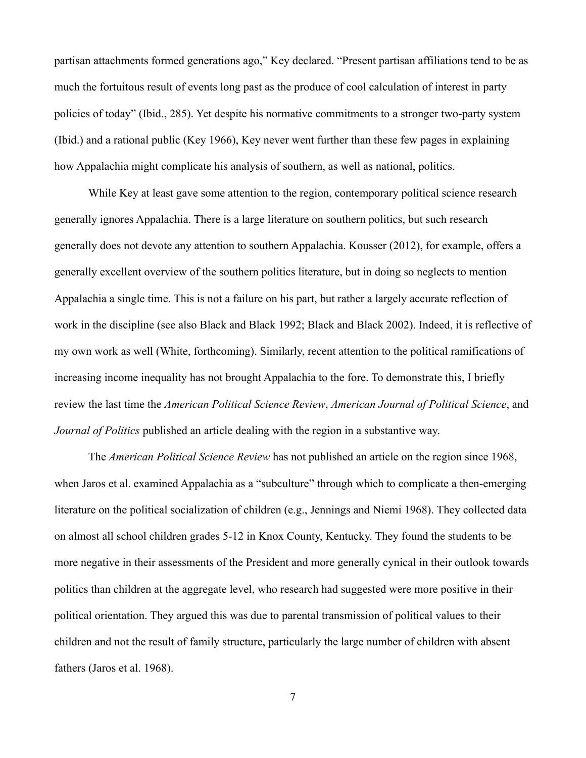partisan attachments formed generations ago," Key declared. "Present partisan affiliations tend to be as much the fortuitous result of events long past as the produce of cool calculation of interest in party policies of today" (Ibid., 285). Yet despite his normative commitments to a stronger two-party system (Ibid.) and a rational public (Key 1966), Key never went further than these few pages in explaining how Appalachia might complicate his analysis of southern, as well as national, politics.

While Key at least gave some attention to the region, contemporary political science research generally ignores Appalachia. There is a large literature on southern politics, but such research generally does not devote any attention to southern Appalachia. Kousser (2012), for example, offers a generally excellent overview of the southern politics literature, but in doing so neglects to mention Appalachia a single time. This is not a failure on his part, but rather a largely accurate reflection of work in the discipline (see also Black and Black 1992; Black and Black 2002). Indeed, it is reflective of my own work as well (White, forthcoming). Similarly, recent attention to the political ramifications of increasing income inequality has not brought Appalachia to the fore. To demonstrate this, I briefly review the last time the *American Political Science Review*, *American Journal of Political Science*, and *Journal of Politics* published an article dealing with the region in a substantive way.

The *American Political Science Review* has not published an article on the region since 1968, when Jaros et al. examined Appalachia as a "subculture" through which to complicate a then-emerging literature on the political socialization of children (e.g., Jennings and Niemi 1968). They collected data on almost all school children grades 5-12 in Knox County, Kentucky. They found the students to be more negative in their assessments of the President and more generally cynical in their outlook towards politics than children at the aggregate level, who research had suggested were more positive in their political orientation. They argued this was due to parental transmission of political values to their children and not the result of family structure, particularly the large number of children with absent fathers (Jaros et al. 1968).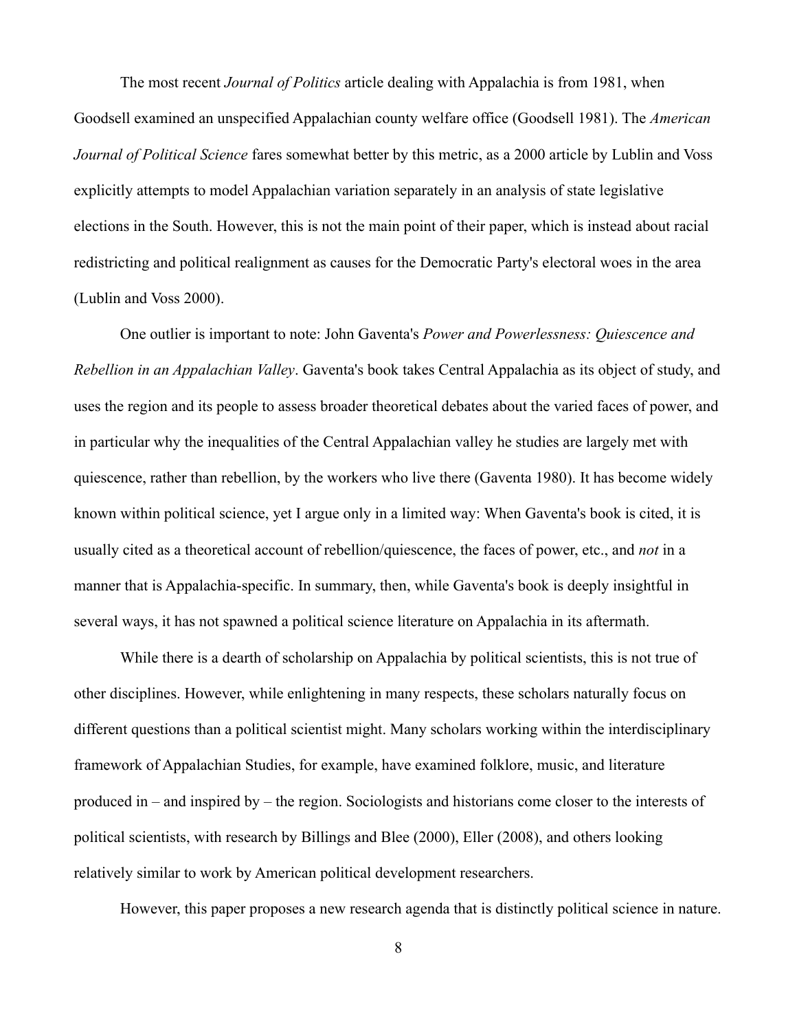The most recent *Journal of Politics* article dealing with Appalachia is from 1981, when Goodsell examined an unspecified Appalachian county welfare office (Goodsell 1981). The *American Journal of Political Science* fares somewhat better by this metric, as a 2000 article by Lublin and Voss explicitly attempts to model Appalachian variation separately in an analysis of state legislative elections in the South. However, this is not the main point of their paper, which is instead about racial redistricting and political realignment as causes for the Democratic Party's electoral woes in the area (Lublin and Voss 2000).

One outlier is important to note: John Gaventa's *Power and Powerlessness: Quiescence and Rebellion in an Appalachian Valley*. Gaventa's book takes Central Appalachia as its object of study, and uses the region and its people to assess broader theoretical debates about the varied faces of power, and in particular why the inequalities of the Central Appalachian valley he studies are largely met with quiescence, rather than rebellion, by the workers who live there (Gaventa 1980). It has become widely known within political science, yet I argue only in a limited way: When Gaventa's book is cited, it is usually cited as a theoretical account of rebellion/quiescence, the faces of power, etc., and *not* in a manner that is Appalachia-specific. In summary, then, while Gaventa's book is deeply insightful in several ways, it has not spawned a political science literature on Appalachia in its aftermath.

While there is a dearth of scholarship on Appalachia by political scientists, this is not true of other disciplines. However, while enlightening in many respects, these scholars naturally focus on different questions than a political scientist might. Many scholars working within the interdisciplinary framework of Appalachian Studies, for example, have examined folklore, music, and literature produced in – and inspired by – the region. Sociologists and historians come closer to the interests of political scientists, with research by Billings and Blee (2000), Eller (2008), and others looking relatively similar to work by American political development researchers.

However, this paper proposes a new research agenda that is distinctly political science in nature.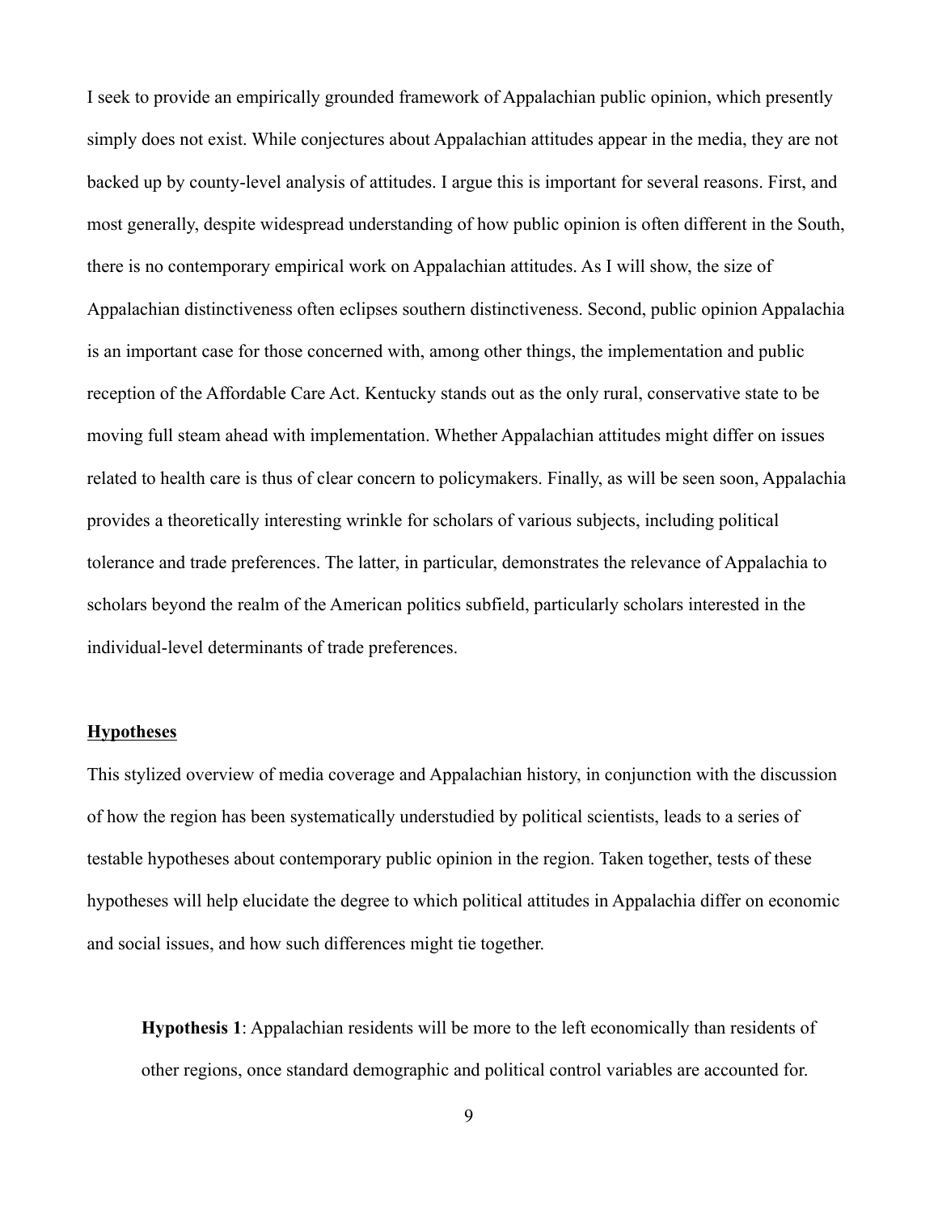I seek to provide an empirically grounded framework of Appalachian public opinion, which presently simply does not exist. While conjectures about Appalachian attitudes appear in the media, they are not backed up by county-level analysis of attitudes. I argue this is important for several reasons. First, and most generally, despite widespread understanding of how public opinion is often different in the South, there is no contemporary empirical work on Appalachian attitudes. As I will show, the size of Appalachian distinctiveness often eclipses southern distinctiveness. Second, public opinion Appalachia is an important case for those concerned with, among other things, the implementation and public reception of the Affordable Care Act. Kentucky stands out as the only rural, conservative state to be moving full steam ahead with implementation. Whether Appalachian attitudes might differ on issues related to health care is thus of clear concern to policymakers. Finally, as will be seen soon, Appalachia provides a theoretically interesting wrinkle for scholars of various subjects, including political tolerance and trade preferences. The latter, in particular, demonstrates the relevance of Appalachia to scholars beyond the realm of the American politics subfield, particularly scholars interested in the individual-level determinants of trade preferences.

## Hypotheses

This stylized overview of media coverage and Appalachian history, in conjunction with the discussion of how the region has been systematically understudied by political scientists, leads to a series of testable hypotheses about contemporary public opinion in the region. Taken together, tests of these hypotheses will help elucidate the degree to which political attitudes in Appalachia differ on economic and social issues, and how such differences might tie together.

> **Hypothesis 1**: Appalachian residents will be more to the left economically than residents of other regions, once standard demographic and political control variables are accounted for.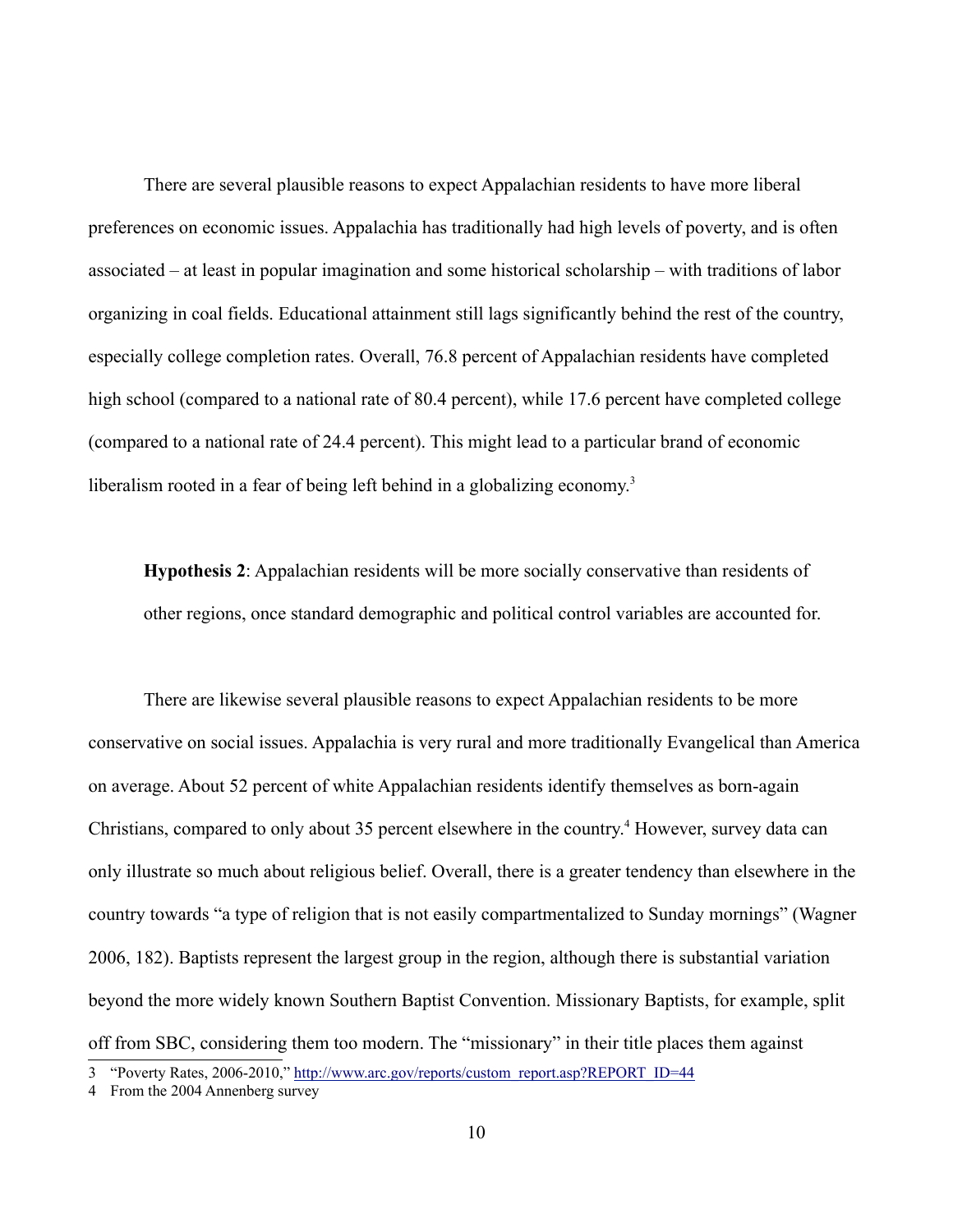There are several plausible reasons to expect Appalachian residents to have more liberal preferences on economic issues. Appalachia has traditionally had high levels of poverty, and is often associated – at least in popular imagination and some historical scholarship – with traditions of labor organizing in coal fields. Educational attainment still lags significantly behind the rest of the country, especially college completion rates. Overall, 76.8 percent of Appalachian residents have completed high school (compared to a national rate of 80.4 percent), while 17.6 percent have completed college (compared to a national rate of 24.4 percent). This might lead to a particular brand of economic liberalism rooted in a fear of being left behind in a globalizing economy.[3]

> **Hypothesis 2**: Appalachian residents will be more socially conservative than residents of other regions, once standard demographic and political control variables are accounted for.

There are likewise several plausible reasons to expect Appalachian residents to be more conservative on social issues. Appalachia is very rural and more traditionally Evangelical than America on average. About 52 percent of white Appalachian residents identify themselves as born-again Christians, compared to only about 35 percent elsewhere in the country.[4] However, survey data can only illustrate so much about religious belief. Overall, there is a greater tendency than elsewhere in the country towards "a type of religion that is not easily compartmentalized to Sunday mornings" (Wagner 2006, 182). Baptists represent the largest group in the region, although there is substantial variation beyond the more widely known Southern Baptist Convention. Missionary Baptists, for example, split off from SBC, considering them too modern. The "missionary" in their title places them against

3 "Poverty Rates, 2006-2010," http://www.arc.gov/reports/custom_report.asp?REPORT_ID=44

4 From the 2004 Annenberg survey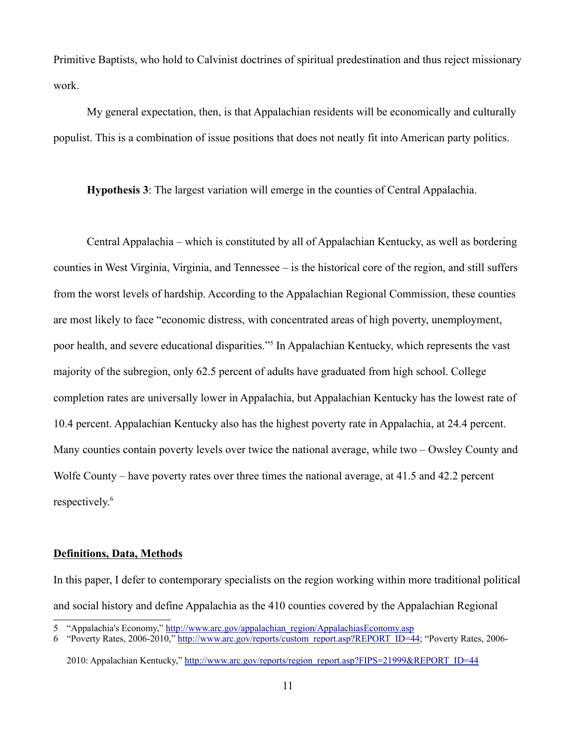Primitive Baptists, who hold to Calvinist doctrines of spiritual predestination and thus reject missionary work.

My general expectation, then, is that Appalachian residents will be economically and culturally populist. This is a combination of issue positions that does not neatly fit into American party politics.

**Hypothesis 3**: The largest variation will emerge in the counties of Central Appalachia.

Central Appalachia – which is constituted by all of Appalachian Kentucky, as well as bordering counties in West Virginia, Virginia, and Tennessee – is the historical core of the region, and still suffers from the worst levels of hardship. According to the Appalachian Regional Commission, these counties are most likely to face "economic distress, with concentrated areas of high poverty, unemployment, poor health, and severe educational disparities."[5] In Appalachian Kentucky, which represents the vast majority of the subregion, only 62.5 percent of adults have graduated from high school. College completion rates are universally lower in Appalachia, but Appalachian Kentucky has the lowest rate of 10.4 percent. Appalachian Kentucky also has the highest poverty rate in Appalachia, at 24.4 percent. Many counties contain poverty levels over twice the national average, while two – Owsley County and Wolfe County – have poverty rates over three times the national average, at 41.5 and 42.2 percent respectively.[6]

## Definitions, Data, Methods

In this paper, I defer to contemporary specialists on the region working within more traditional political and social history and define Appalachia as the 410 counties covered by the Appalachian Regional

---

5 "Appalachia's Economy," http://www.arc.gov/appalachian_region/AppalachiasEconomy.asp

6 "Poverty Rates, 2006-2010," http://www.arc.gov/reports/custom_report.asp?REPORT_ID=44; "Poverty Rates, 2006-2010: Appalachian Kentucky," http://www.arc.gov/reports/region_report.asp?FIPS=21999&REPORT_ID=44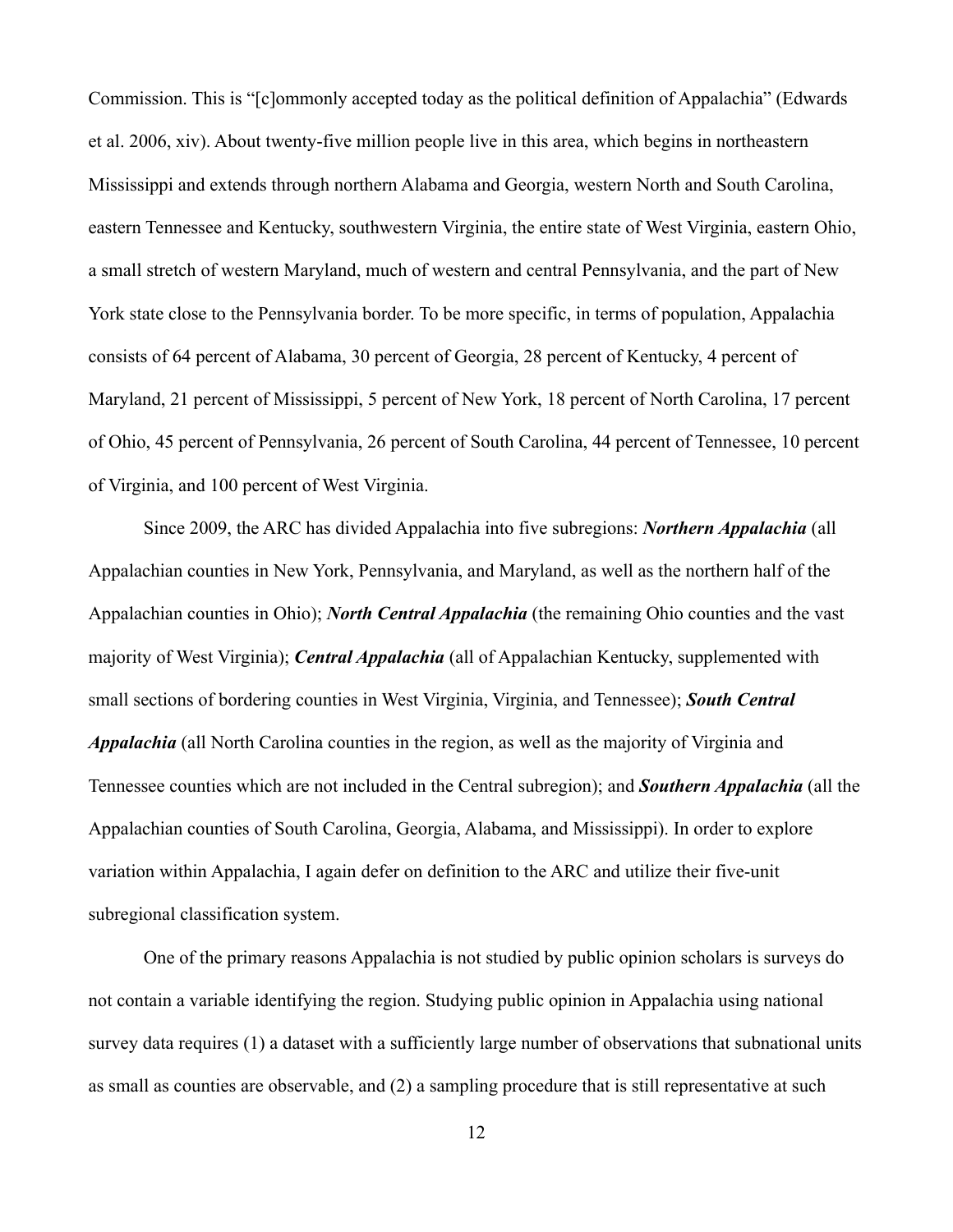Commission. This is “[c]ommonly accepted today as the political definition of Appalachia” (Edwards et al. 2006, xiv). About twenty-five million people live in this area, which begins in northeastern Mississippi and extends through northern Alabama and Georgia, western North and South Carolina, eastern Tennessee and Kentucky, southwestern Virginia, the entire state of West Virginia, eastern Ohio, a small stretch of western Maryland, much of western and central Pennsylvania, and the part of New York state close to the Pennsylvania border. To be more specific, in terms of population, Appalachia consists of 64 percent of Alabama, 30 percent of Georgia, 28 percent of Kentucky, 4 percent of Maryland, 21 percent of Mississippi, 5 percent of New York, 18 percent of North Carolina, 17 percent of Ohio, 45 percent of Pennsylvania, 26 percent of South Carolina, 44 percent of Tennessee, 10 percent of Virginia, and 100 percent of West Virginia.

Since 2009, the ARC has divided Appalachia into five subregions: ***Northern Appalachia*** (all Appalachian counties in New York, Pennsylvania, and Maryland, as well as the northern half of the Appalachian counties in Ohio); ***North Central Appalachia*** (the remaining Ohio counties and the vast majority of West Virginia); ***Central Appalachia*** (all of Appalachian Kentucky, supplemented with small sections of bordering counties in West Virginia, Virginia, and Tennessee); ***South Central Appalachia*** (all North Carolina counties in the region, as well as the majority of Virginia and Tennessee counties which are not included in the Central subregion); and ***Southern Appalachia*** (all the Appalachian counties of South Carolina, Georgia, Alabama, and Mississippi). In order to explore variation within Appalachia, I again defer on definition to the ARC and utilize their five-unit subregional classification system.

One of the primary reasons Appalachia is not studied by public opinion scholars is surveys do not contain a variable identifying the region. Studying public opinion in Appalachia using national survey data requires (1) a dataset with a sufficiently large number of observations that subnational units as small as counties are observable, and (2) a sampling procedure that is still representative at such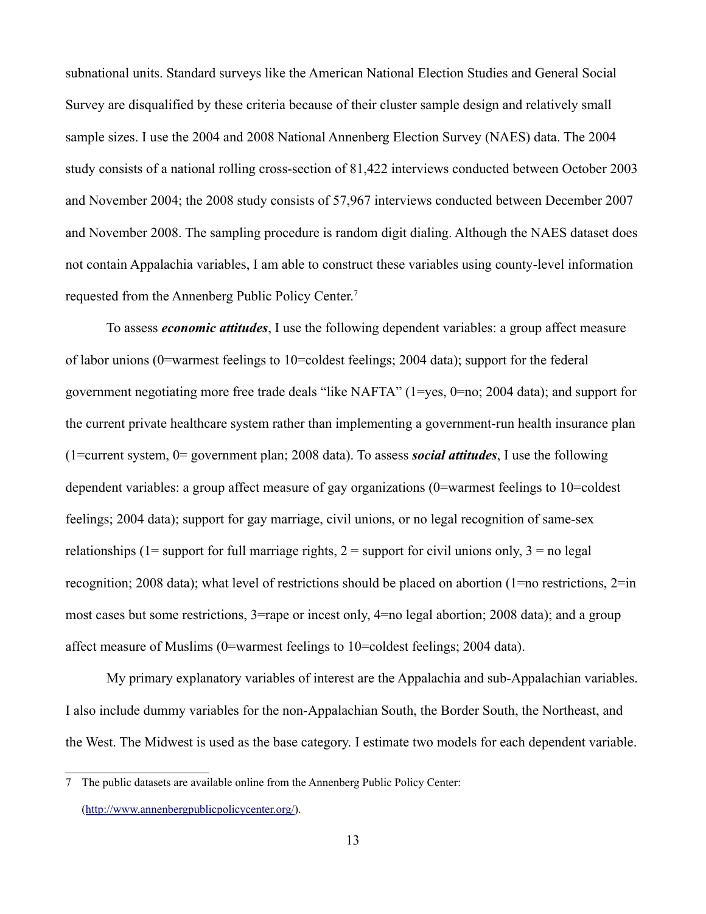subnational units. Standard surveys like the American National Election Studies and General Social Survey are disqualified by these criteria because of their cluster sample design and relatively small sample sizes. I use the 2004 and 2008 National Annenberg Election Survey (NAES) data. The 2004 study consists of a national rolling cross-section of 81,422 interviews conducted between October 2003 and November 2004; the 2008 study consists of 57,967 interviews conducted between December 2007 and November 2008. The sampling procedure is random digit dialing. Although the NAES dataset does not contain Appalachia variables, I am able to construct these variables using county-level information requested from the Annenberg Public Policy Center.[7]

To assess ***economic attitudes***, I use the following dependent variables: a group affect measure of labor unions (0=warmest feelings to 10=coldest feelings; 2004 data); support for the federal government negotiating more free trade deals "like NAFTA" (1=yes, 0=no; 2004 data); and support for the current private healthcare system rather than implementing a government-run health insurance plan (1=current system, 0= government plan; 2008 data). To assess ***social attitudes***, I use the following dependent variables: a group affect measure of gay organizations (0=warmest feelings to 10=coldest feelings; 2004 data); support for gay marriage, civil unions, or no legal recognition of same-sex relationships (1= support for full marriage rights, 2 = support for civil unions only, 3 = no legal recognition; 2008 data); what level of restrictions should be placed on abortion (1=no restrictions, 2=in most cases but some restrictions, 3=rape or incest only, 4=no legal abortion; 2008 data); and a group affect measure of Muslims (0=warmest feelings to 10=coldest feelings; 2004 data).

My primary explanatory variables of interest are the Appalachia and sub-Appalachian variables. I also include dummy variables for the non-Appalachian South, the Border South, the Northeast, and the West. The Midwest is used as the base category. I estimate two models for each dependent variable.

---

7 The public datasets are available online from the Annenberg Public Policy Center: (http://www.annenbergpublicpolicycenter.org/).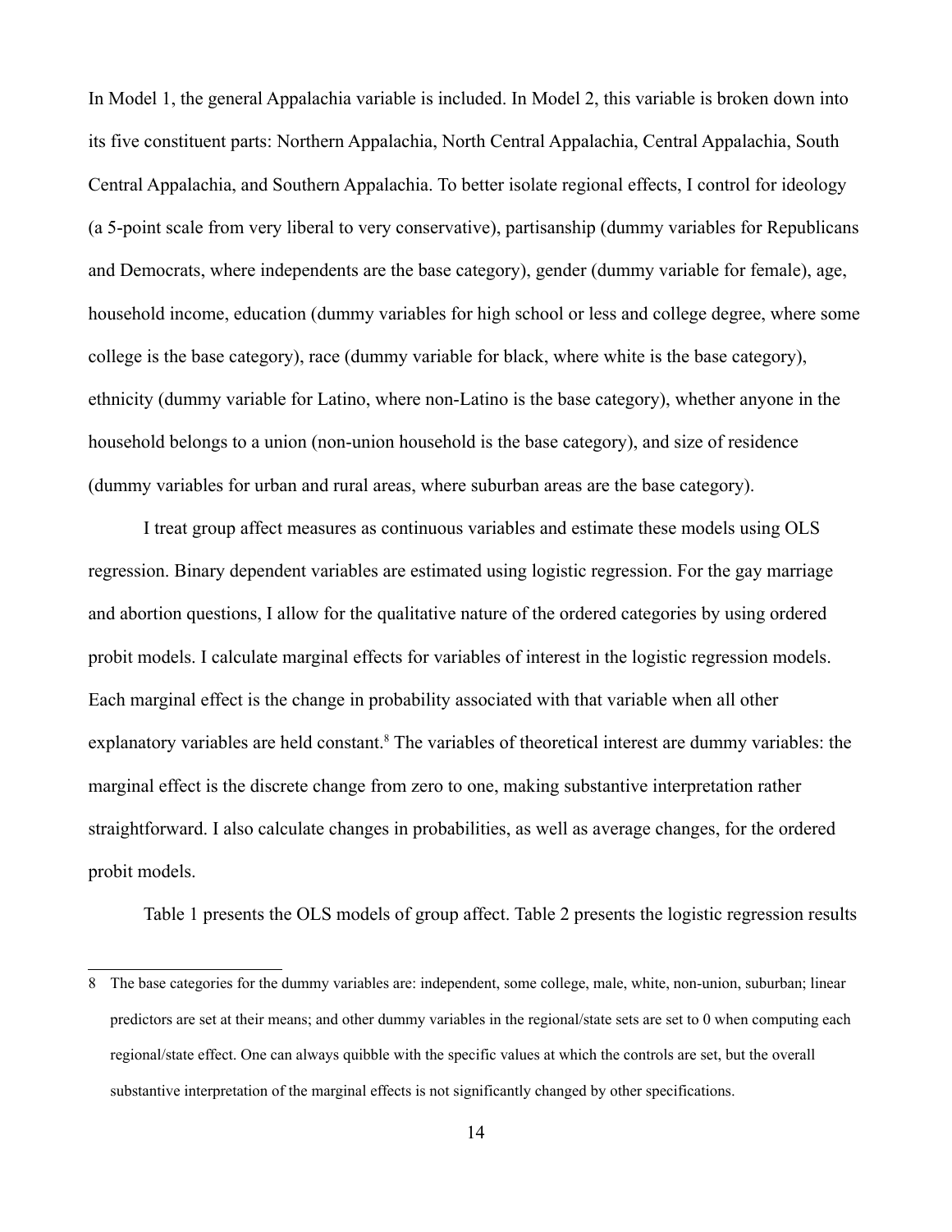In Model 1, the general Appalachia variable is included. In Model 2, this variable is broken down into its five constituent parts: Northern Appalachia, North Central Appalachia, Central Appalachia, South Central Appalachia, and Southern Appalachia. To better isolate regional effects, I control for ideology (a 5-point scale from very liberal to very conservative), partisanship (dummy variables for Republicans and Democrats, where independents are the base category), gender (dummy variable for female), age, household income, education (dummy variables for high school or less and college degree, where some college is the base category), race (dummy variable for black, where white is the base category), ethnicity (dummy variable for Latino, where non-Latino is the base category), whether anyone in the household belongs to a union (non-union household is the base category), and size of residence (dummy variables for urban and rural areas, where suburban areas are the base category).

I treat group affect measures as continuous variables and estimate these models using OLS regression. Binary dependent variables are estimated using logistic regression. For the gay marriage and abortion questions, I allow for the qualitative nature of the ordered categories by using ordered probit models. I calculate marginal effects for variables of interest in the logistic regression models. Each marginal effect is the change in probability associated with that variable when all other explanatory variables are held constant.[8] The variables of theoretical interest are dummy variables: the marginal effect is the discrete change from zero to one, making substantive interpretation rather straightforward. I also calculate changes in probabilities, as well as average changes, for the ordered probit models.

Table 1 presents the OLS models of group affect. Table 2 presents the logistic regression results

---

8 The base categories for the dummy variables are: independent, some college, male, white, non-union, suburban; linear predictors are set at their means; and other dummy variables in the regional/state sets are set to 0 when computing each regional/state effect. One can always quibble with the specific values at which the controls are set, but the overall substantive interpretation of the marginal effects is not significantly changed by other specifications.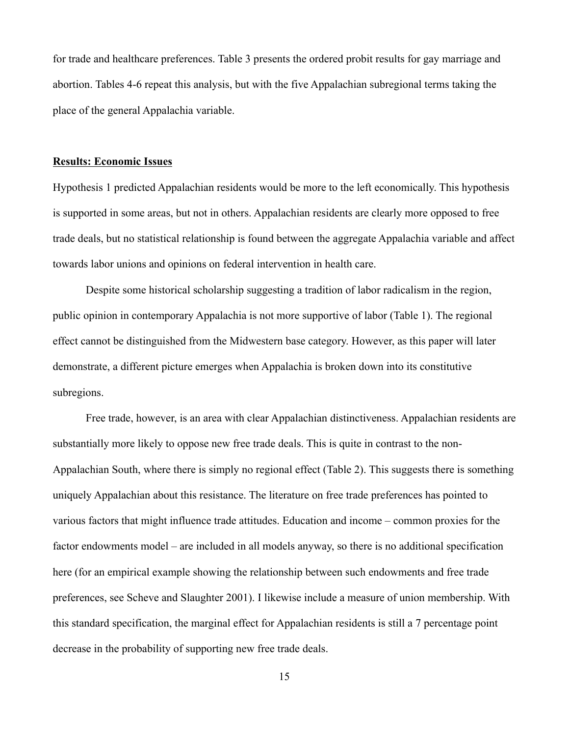for trade and healthcare preferences. Table 3 presents the ordered probit results for gay marriage and abortion. Tables 4-6 repeat this analysis, but with the five Appalachian subregional terms taking the place of the general Appalachia variable.

## Results: Economic Issues

Hypothesis 1 predicted Appalachian residents would be more to the left economically. This hypothesis is supported in some areas, but not in others. Appalachian residents are clearly more opposed to free trade deals, but no statistical relationship is found between the aggregate Appalachia variable and affect towards labor unions and opinions on federal intervention in health care.

Despite some historical scholarship suggesting a tradition of labor radicalism in the region, public opinion in contemporary Appalachia is not more supportive of labor (Table 1). The regional effect cannot be distinguished from the Midwestern base category. However, as this paper will later demonstrate, a different picture emerges when Appalachia is broken down into its constitutive subregions.

Free trade, however, is an area with clear Appalachian distinctiveness. Appalachian residents are substantially more likely to oppose new free trade deals. This is quite in contrast to the non-Appalachian South, where there is simply no regional effect (Table 2). This suggests there is something uniquely Appalachian about this resistance. The literature on free trade preferences has pointed to various factors that might influence trade attitudes. Education and income – common proxies for the factor endowments model – are included in all models anyway, so there is no additional specification here (for an empirical example showing the relationship between such endowments and free trade preferences, see Scheve and Slaughter 2001). I likewise include a measure of union membership. With this standard specification, the marginal effect for Appalachian residents is still a 7 percentage point decrease in the probability of supporting new free trade deals.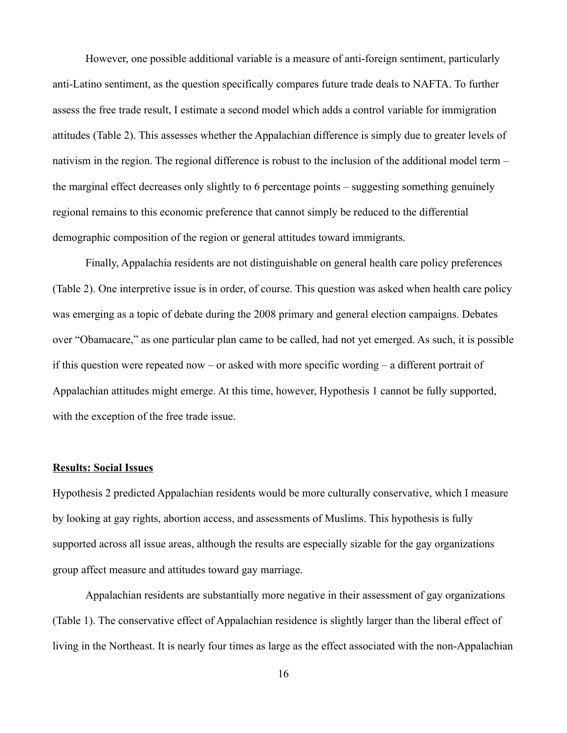However, one possible additional variable is a measure of anti-foreign sentiment, particularly anti-Latino sentiment, as the question specifically compares future trade deals to NAFTA. To further assess the free trade result, I estimate a second model which adds a control variable for immigration attitudes (Table 2). This assesses whether the Appalachian difference is simply due to greater levels of nativism in the region. The regional difference is robust to the inclusion of the additional model term – the marginal effect decreases only slightly to 6 percentage points – suggesting something genuinely regional remains to this economic preference that cannot simply be reduced to the differential demographic composition of the region or general attitudes toward immigrants.

Finally, Appalachia residents are not distinguishable on general health care policy preferences (Table 2). One interpretive issue is in order, of course. This question was asked when health care policy was emerging as a topic of debate during the 2008 primary and general election campaigns. Debates over "Obamacare," as one particular plan came to be called, had not yet emerged. As such, it is possible if this question were repeated now – or asked with more specific wording – a different portrait of Appalachian attitudes might emerge. At this time, however, Hypothesis 1 cannot be fully supported, with the exception of the free trade issue.

## Results: Social Issues

Hypothesis 2 predicted Appalachian residents would be more culturally conservative, which I measure by looking at gay rights, abortion access, and assessments of Muslims. This hypothesis is fully supported across all issue areas, although the results are especially sizable for the gay organizations group affect measure and attitudes toward gay marriage.

Appalachian residents are substantially more negative in their assessment of gay organizations (Table 1). The conservative effect of Appalachian residence is slightly larger than the liberal effect of living in the Northeast. It is nearly four times as large as the effect associated with the non-Appalachian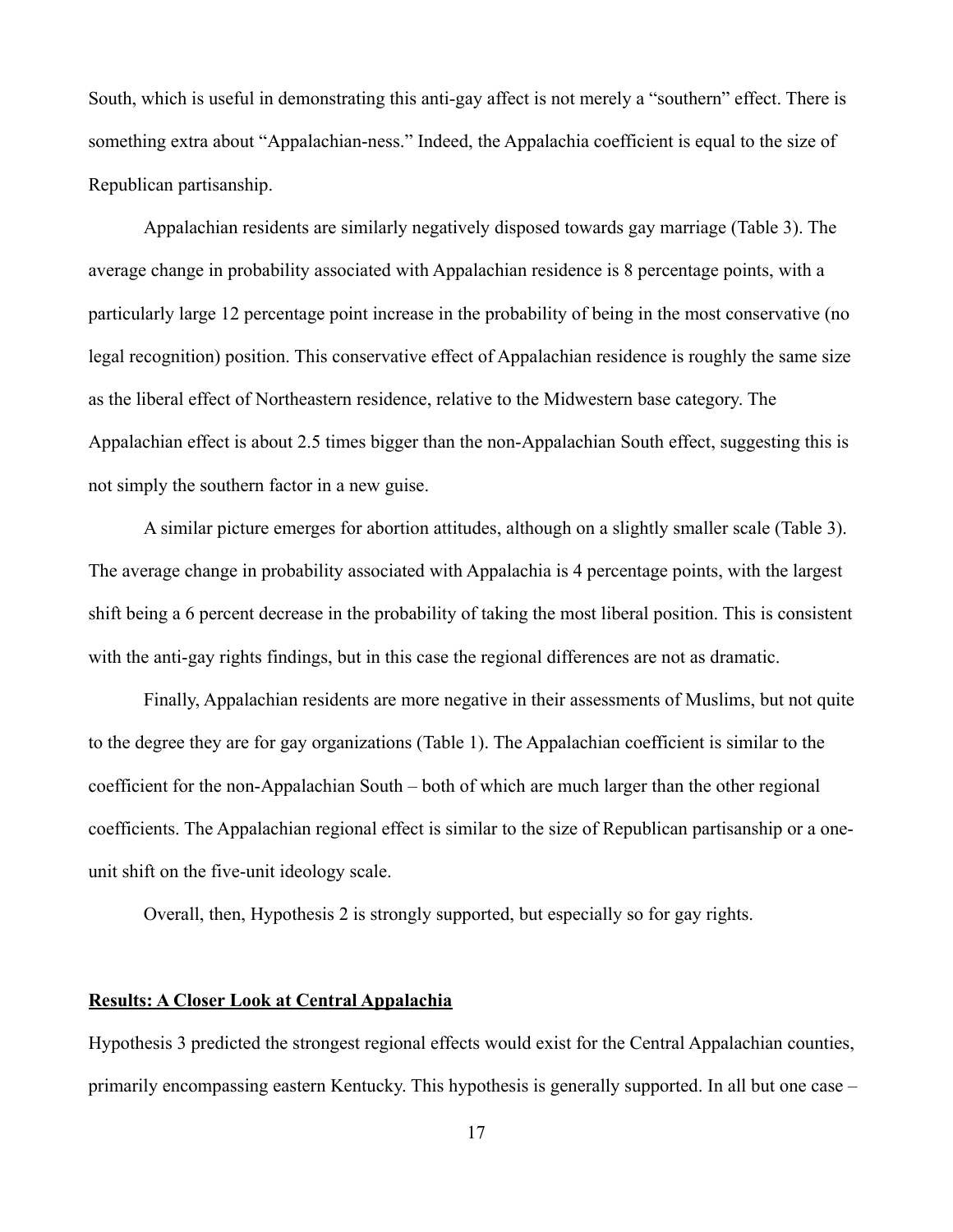South, which is useful in demonstrating this anti-gay affect is not merely a "southern" effect. There is something extra about "Appalachian-ness." Indeed, the Appalachia coefficient is equal to the size of Republican partisanship.

Appalachian residents are similarly negatively disposed towards gay marriage (Table 3). The average change in probability associated with Appalachian residence is 8 percentage points, with a particularly large 12 percentage point increase in the probability of being in the most conservative (no legal recognition) position. This conservative effect of Appalachian residence is roughly the same size as the liberal effect of Northeastern residence, relative to the Midwestern base category. The Appalachian effect is about 2.5 times bigger than the non-Appalachian South effect, suggesting this is not simply the southern factor in a new guise.

A similar picture emerges for abortion attitudes, although on a slightly smaller scale (Table 3). The average change in probability associated with Appalachia is 4 percentage points, with the largest shift being a 6 percent decrease in the probability of taking the most liberal position. This is consistent with the anti-gay rights findings, but in this case the regional differences are not as dramatic.

Finally, Appalachian residents are more negative in their assessments of Muslims, but not quite to the degree they are for gay organizations (Table 1). The Appalachian coefficient is similar to the coefficient for the non-Appalachian South – both of which are much larger than the other regional coefficients. The Appalachian regional effect is similar to the size of Republican partisanship or a one-unit shift on the five-unit ideology scale.

Overall, then, Hypothesis 2 is strongly supported, but especially so for gay rights.

## Results: A Closer Look at Central Appalachia

Hypothesis 3 predicted the strongest regional effects would exist for the Central Appalachian counties, primarily encompassing eastern Kentucky. This hypothesis is generally supported. In all but one case –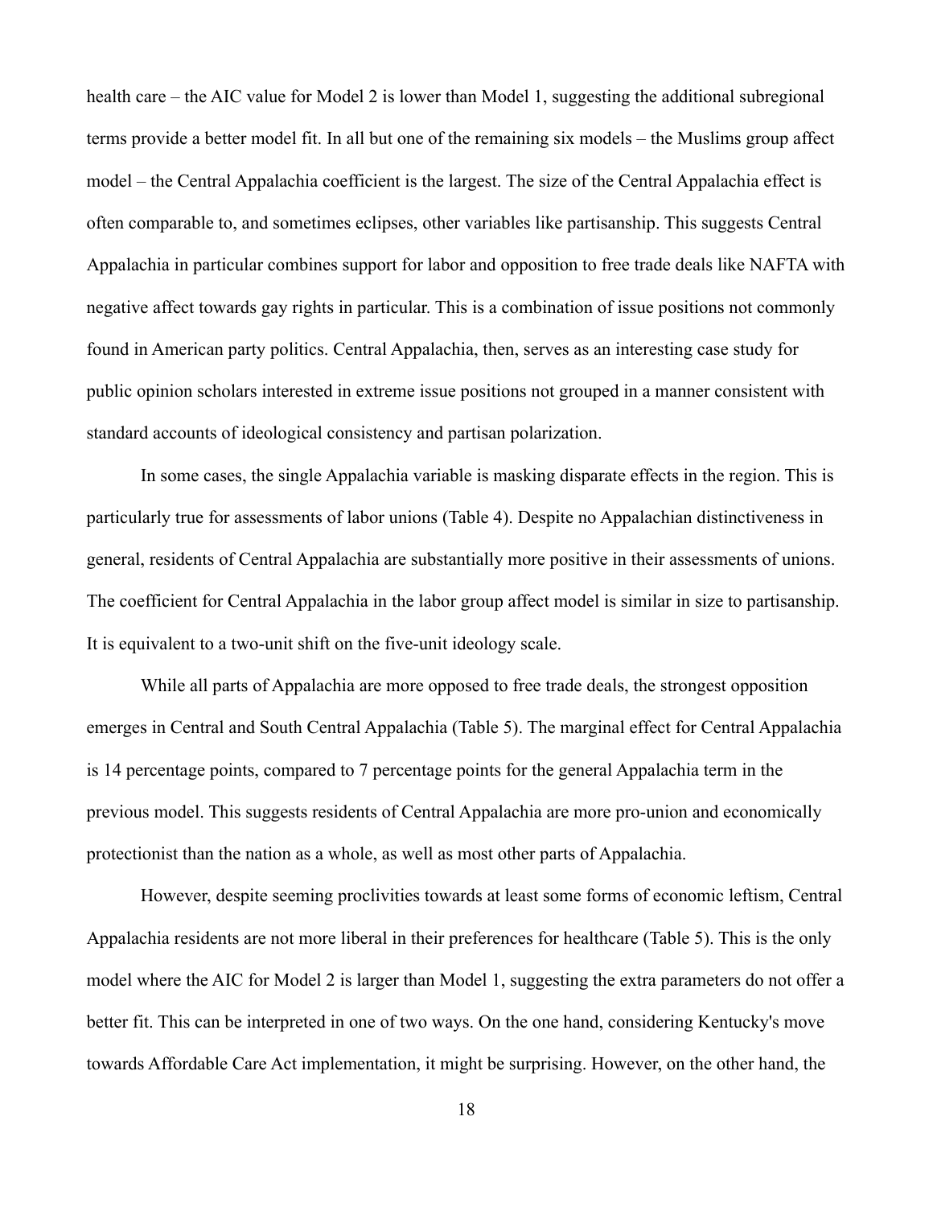health care – the AIC value for Model 2 is lower than Model 1, suggesting the additional subregional terms provide a better model fit. In all but one of the remaining six models – the Muslims group affect model – the Central Appalachia coefficient is the largest. The size of the Central Appalachia effect is often comparable to, and sometimes eclipses, other variables like partisanship. This suggests Central Appalachia in particular combines support for labor and opposition to free trade deals like NAFTA with negative affect towards gay rights in particular. This is a combination of issue positions not commonly found in American party politics. Central Appalachia, then, serves as an interesting case study for public opinion scholars interested in extreme issue positions not grouped in a manner consistent with standard accounts of ideological consistency and partisan polarization.

In some cases, the single Appalachia variable is masking disparate effects in the region. This is particularly true for assessments of labor unions (Table 4). Despite no Appalachian distinctiveness in general, residents of Central Appalachia are substantially more positive in their assessments of unions. The coefficient for Central Appalachia in the labor group affect model is similar in size to partisanship. It is equivalent to a two-unit shift on the five-unit ideology scale.

While all parts of Appalachia are more opposed to free trade deals, the strongest opposition emerges in Central and South Central Appalachia (Table 5). The marginal effect for Central Appalachia is 14 percentage points, compared to 7 percentage points for the general Appalachia term in the previous model. This suggests residents of Central Appalachia are more pro-union and economically protectionist than the nation as a whole, as well as most other parts of Appalachia.

However, despite seeming proclivities towards at least some forms of economic leftism, Central Appalachia residents are not more liberal in their preferences for healthcare (Table 5). This is the only model where the AIC for Model 2 is larger than Model 1, suggesting the extra parameters do not offer a better fit. This can be interpreted in one of two ways. On the one hand, considering Kentucky's move towards Affordable Care Act implementation, it might be surprising. However, on the other hand, the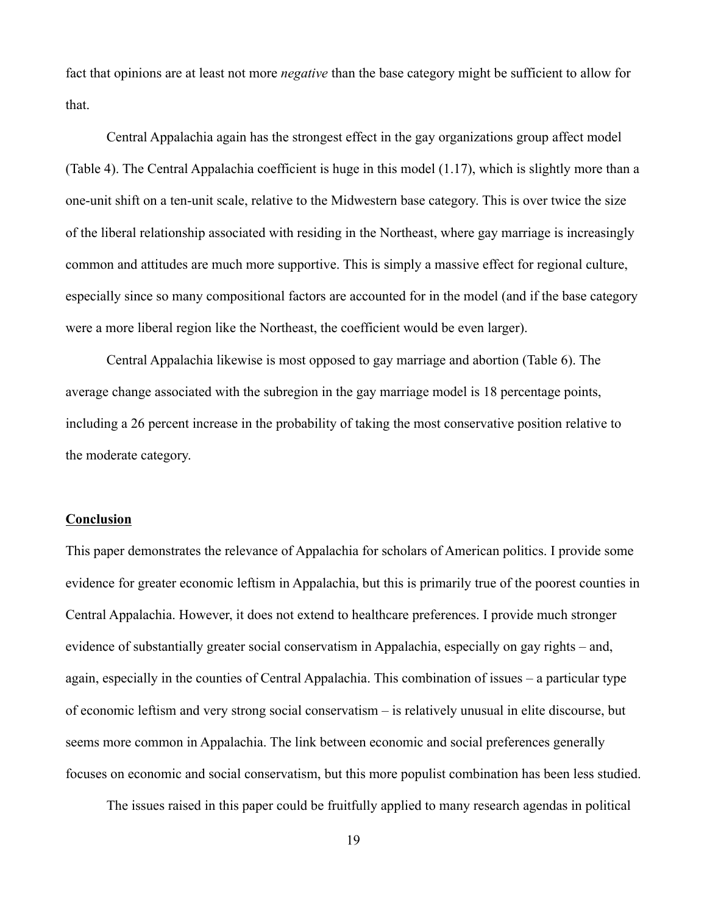fact that opinions are at least not more *negative* than the base category might be sufficient to allow for that.

Central Appalachia again has the strongest effect in the gay organizations group affect model (Table 4). The Central Appalachia coefficient is huge in this model (1.17), which is slightly more than a one-unit shift on a ten-unit scale, relative to the Midwestern base category. This is over twice the size of the liberal relationship associated with residing in the Northeast, where gay marriage is increasingly common and attitudes are much more supportive. This is simply a massive effect for regional culture, especially since so many compositional factors are accounted for in the model (and if the base category were a more liberal region like the Northeast, the coefficient would be even larger).

Central Appalachia likewise is most opposed to gay marriage and abortion (Table 6). The average change associated with the subregion in the gay marriage model is 18 percentage points, including a 26 percent increase in the probability of taking the most conservative position relative to the moderate category.

## **Conclusion**

This paper demonstrates the relevance of Appalachia for scholars of American politics. I provide some evidence for greater economic leftism in Appalachia, but this is primarily true of the poorest counties in Central Appalachia. However, it does not extend to healthcare preferences. I provide much stronger evidence of substantially greater social conservatism in Appalachia, especially on gay rights – and, again, especially in the counties of Central Appalachia. This combination of issues – a particular type of economic leftism and very strong social conservatism – is relatively unusual in elite discourse, but seems more common in Appalachia. The link between economic and social preferences generally focuses on economic and social conservatism, but this more populist combination has been less studied.

The issues raised in this paper could be fruitfully applied to many research agendas in political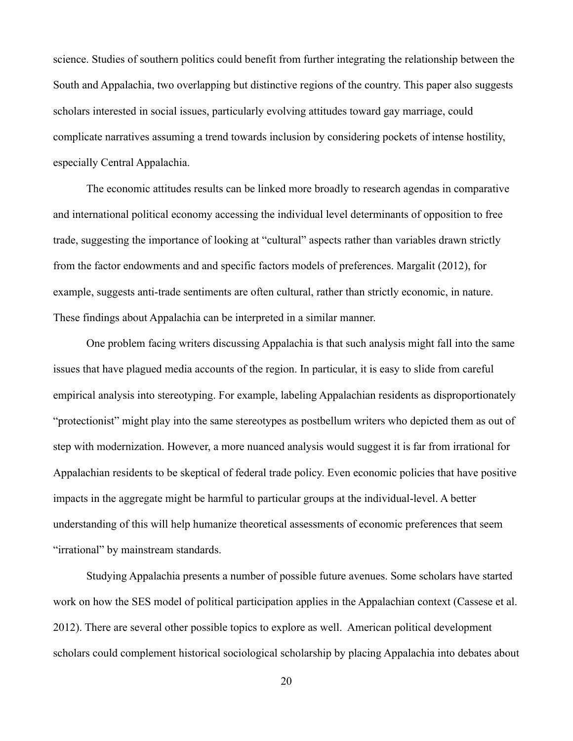science. Studies of southern politics could benefit from further integrating the relationship between the South and Appalachia, two overlapping but distinctive regions of the country. This paper also suggests scholars interested in social issues, particularly evolving attitudes toward gay marriage, could complicate narratives assuming a trend towards inclusion by considering pockets of intense hostility, especially Central Appalachia.

The economic attitudes results can be linked more broadly to research agendas in comparative and international political economy accessing the individual level determinants of opposition to free trade, suggesting the importance of looking at "cultural" aspects rather than variables drawn strictly from the factor endowments and and specific factors models of preferences. Margalit (2012), for example, suggests anti-trade sentiments are often cultural, rather than strictly economic, in nature. These findings about Appalachia can be interpreted in a similar manner.

One problem facing writers discussing Appalachia is that such analysis might fall into the same issues that have plagued media accounts of the region. In particular, it is easy to slide from careful empirical analysis into stereotyping. For example, labeling Appalachian residents as disproportionately "protectionist" might play into the same stereotypes as postbellum writers who depicted them as out of step with modernization. However, a more nuanced analysis would suggest it is far from irrational for Appalachian residents to be skeptical of federal trade policy. Even economic policies that have positive impacts in the aggregate might be harmful to particular groups at the individual-level. A better understanding of this will help humanize theoretical assessments of economic preferences that seem "irrational" by mainstream standards.

Studying Appalachia presents a number of possible future avenues. Some scholars have started work on how the SES model of political participation applies in the Appalachian context (Cassese et al. 2012). There are several other possible topics to explore as well. American political development scholars could complement historical sociological scholarship by placing Appalachia into debates about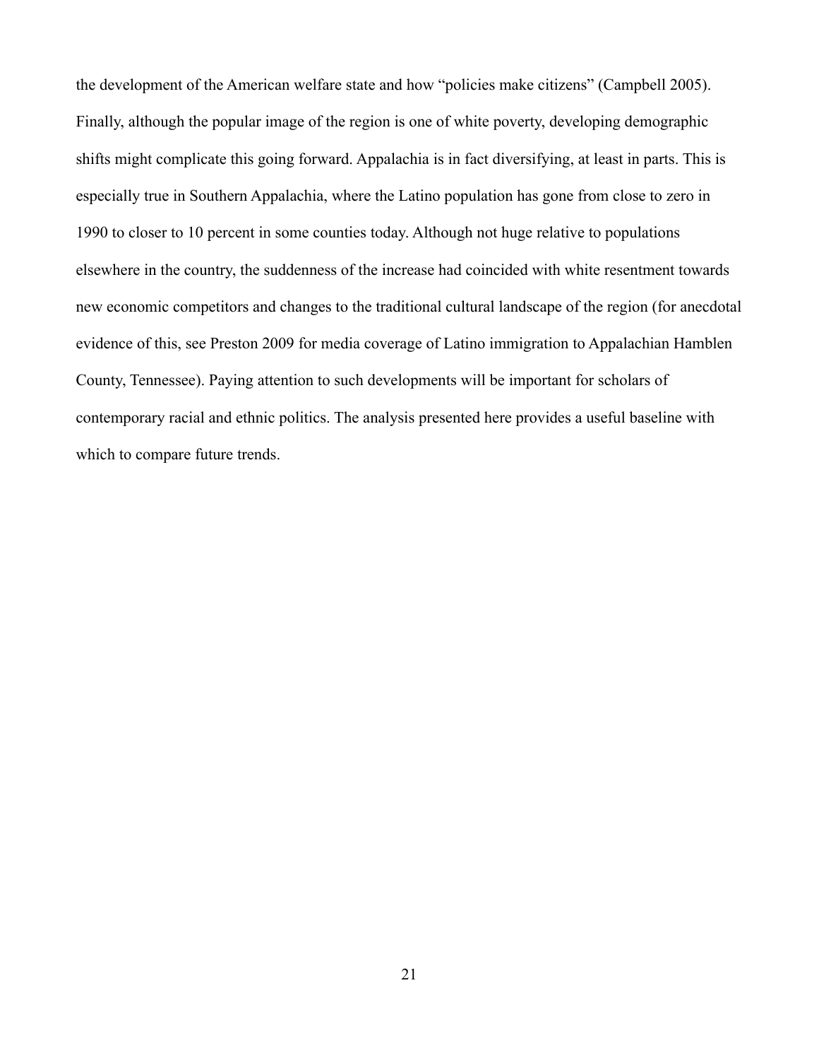the development of the American welfare state and how "policies make citizens" (Campbell 2005). Finally, although the popular image of the region is one of white poverty, developing demographic shifts might complicate this going forward. Appalachia is in fact diversifying, at least in parts. This is especially true in Southern Appalachia, where the Latino population has gone from close to zero in 1990 to closer to 10 percent in some counties today. Although not huge relative to populations elsewhere in the country, the suddenness of the increase had coincided with white resentment towards new economic competitors and changes to the traditional cultural landscape of the region (for anecdotal evidence of this, see Preston 2009 for media coverage of Latino immigration to Appalachian Hamblen County, Tennessee). Paying attention to such developments will be important for scholars of contemporary racial and ethnic politics. The analysis presented here provides a useful baseline with which to compare future trends.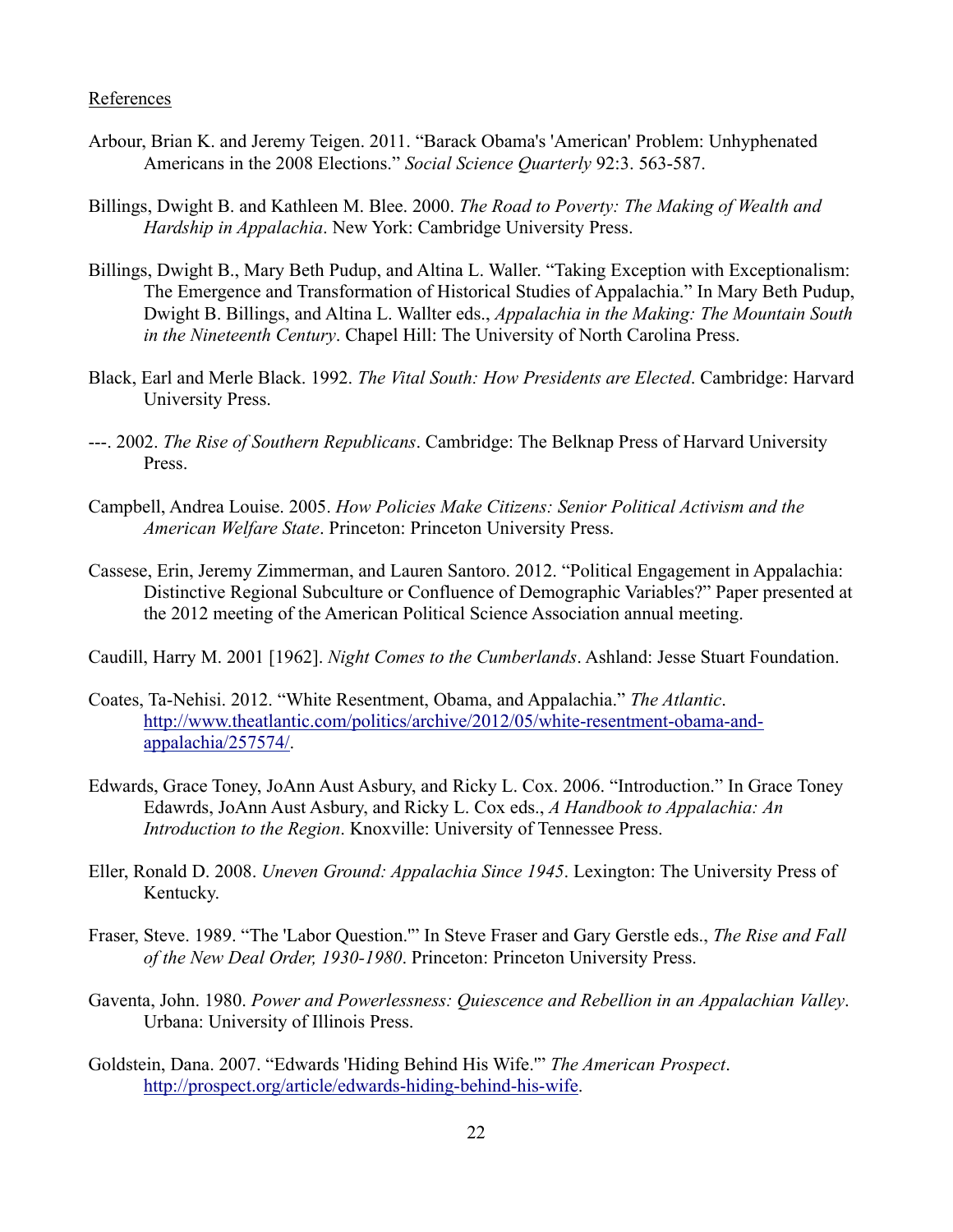References

Arbour, Brian K. and Jeremy Teigen. 2011. "Barack Obama's 'American' Problem: Unhyphenated Americans in the 2008 Elections." *Social Science Quarterly* 92:3. 563-587.

Billings, Dwight B. and Kathleen M. Blee. 2000. *The Road to Poverty: The Making of Wealth and Hardship in Appalachia*. New York: Cambridge University Press.

Billings, Dwight B., Mary Beth Pudup, and Altina L. Waller. "Taking Exception with Exceptionalism: The Emergence and Transformation of Historical Studies of Appalachia." In Mary Beth Pudup, Dwight B. Billings, and Altina L. Wallter eds., *Appalachia in the Making: The Mountain South in the Nineteenth Century*. Chapel Hill: The University of North Carolina Press.

Black, Earl and Merle Black. 1992. *The Vital South: How Presidents are Elected*. Cambridge: Harvard University Press.

---. 2002. *The Rise of Southern Republicans*. Cambridge: The Belknap Press of Harvard University Press.

Campbell, Andrea Louise. 2005. *How Policies Make Citizens: Senior Political Activism and the American Welfare State*. Princeton: Princeton University Press.

Cassese, Erin, Jeremy Zimmerman, and Lauren Santoro. 2012. "Political Engagement in Appalachia: Distinctive Regional Subculture or Confluence of Demographic Variables?" Paper presented at the 2012 meeting of the American Political Science Association annual meeting.

Caudill, Harry M. 2001 [1962]. *Night Comes to the Cumberlands*. Ashland: Jesse Stuart Foundation.

Coates, Ta-Nehisi. 2012. "White Resentment, Obama, and Appalachia." *The Atlantic*. http://www.theatlantic.com/politics/archive/2012/05/white-resentment-obama-and-appalachia/257574/.

Edwards, Grace Toney, JoAnn Aust Asbury, and Ricky L. Cox. 2006. "Introduction." In Grace Toney Edawrds, JoAnn Aust Asbury, and Ricky L. Cox eds., *A Handbook to Appalachia: An Introduction to the Region*. Knoxville: University of Tennessee Press.

Eller, Ronald D. 2008. *Uneven Ground: Appalachia Since 1945*. Lexington: The University Press of Kentucky.

Fraser, Steve. 1989. "The 'Labor Question.'" In Steve Fraser and Gary Gerstle eds., *The Rise and Fall of the New Deal Order, 1930-1980*. Princeton: Princeton University Press.

Gaventa, John. 1980. *Power and Powerlessness: Quiescence and Rebellion in an Appalachian Valley*. Urbana: University of Illinois Press.

Goldstein, Dana. 2007. "Edwards 'Hiding Behind His Wife.'" *The American Prospect*. http://prospect.org/article/edwards-hiding-behind-his-wife.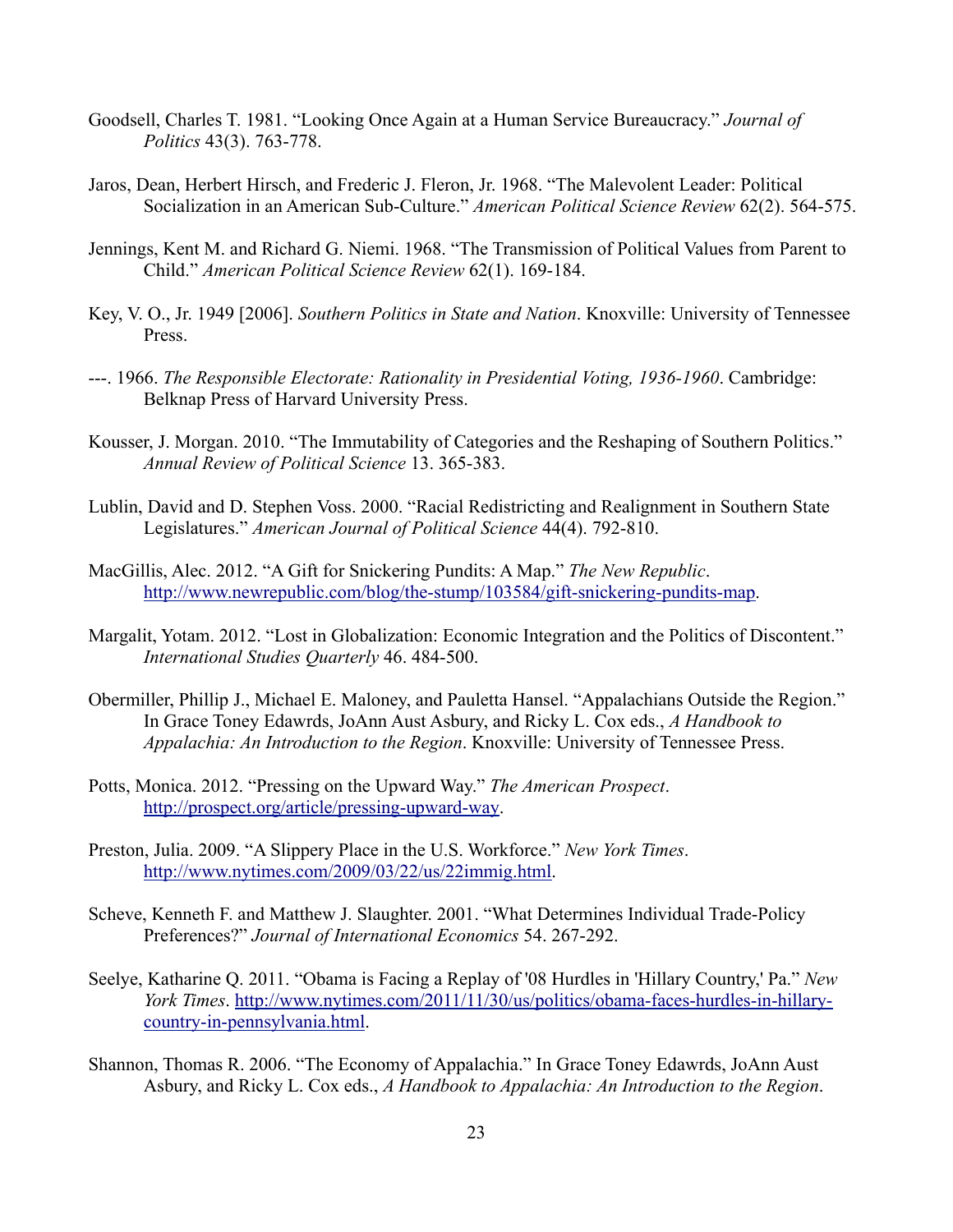Goodsell, Charles T. 1981. "Looking Once Again at a Human Service Bureaucracy." *Journal of Politics* 43(3). 763-778.

Jaros, Dean, Herbert Hirsch, and Frederic J. Fleron, Jr. 1968. "The Malevolent Leader: Political Socialization in an American Sub-Culture." *American Political Science Review* 62(2). 564-575.

Jennings, Kent M. and Richard G. Niemi. 1968. "The Transmission of Political Values from Parent to Child." *American Political Science Review* 62(1). 169-184.

Key, V. O., Jr. 1949 [2006]. *Southern Politics in State and Nation*. Knoxville: University of Tennessee Press.

---. 1966. *The Responsible Electorate: Rationality in Presidential Voting, 1936-1960*. Cambridge: Belknap Press of Harvard University Press.

Kousser, J. Morgan. 2010. "The Immutability of Categories and the Reshaping of Southern Politics." *Annual Review of Political Science* 13. 365-383.

Lublin, David and D. Stephen Voss. 2000. "Racial Redistricting and Realignment in Southern State Legislatures." *American Journal of Political Science* 44(4). 792-810.

MacGillis, Alec. 2012. "A Gift for Snickering Pundits: A Map." *The New Republic*. http://www.newrepublic.com/blog/the-stump/103584/gift-snickering-pundits-map.

Margalit, Yotam. 2012. "Lost in Globalization: Economic Integration and the Politics of Discontent." *International Studies Quarterly* 46. 484-500.

Obermiller, Phillip J., Michael E. Maloney, and Pauletta Hansel. "Appalachians Outside the Region." In Grace Toney Edawrds, JoAnn Aust Asbury, and Ricky L. Cox eds., *A Handbook to Appalachia: An Introduction to the Region*. Knoxville: University of Tennessee Press.

Potts, Monica. 2012. "Pressing on the Upward Way." *The American Prospect*. http://prospect.org/article/pressing-upward-way.

Preston, Julia. 2009. "A Slippery Place in the U.S. Workforce." *New York Times*. http://www.nytimes.com/2009/03/22/us/22immig.html.

Scheve, Kenneth F. and Matthew J. Slaughter. 2001. "What Determines Individual Trade-Policy Preferences?" *Journal of International Economics* 54. 267-292.

Seelye, Katharine Q. 2011. "Obama is Facing a Replay of '08 Hurdles in 'Hillary Country,' Pa." *New York Times*. http://www.nytimes.com/2011/11/30/us/politics/obama-faces-hurdles-in-hillary-country-in-pennsylvania.html.

Shannon, Thomas R. 2006. "The Economy of Appalachia." In Grace Toney Edawrds, JoAnn Aust Asbury, and Ricky L. Cox eds., *A Handbook to Appalachia: An Introduction to the Region*.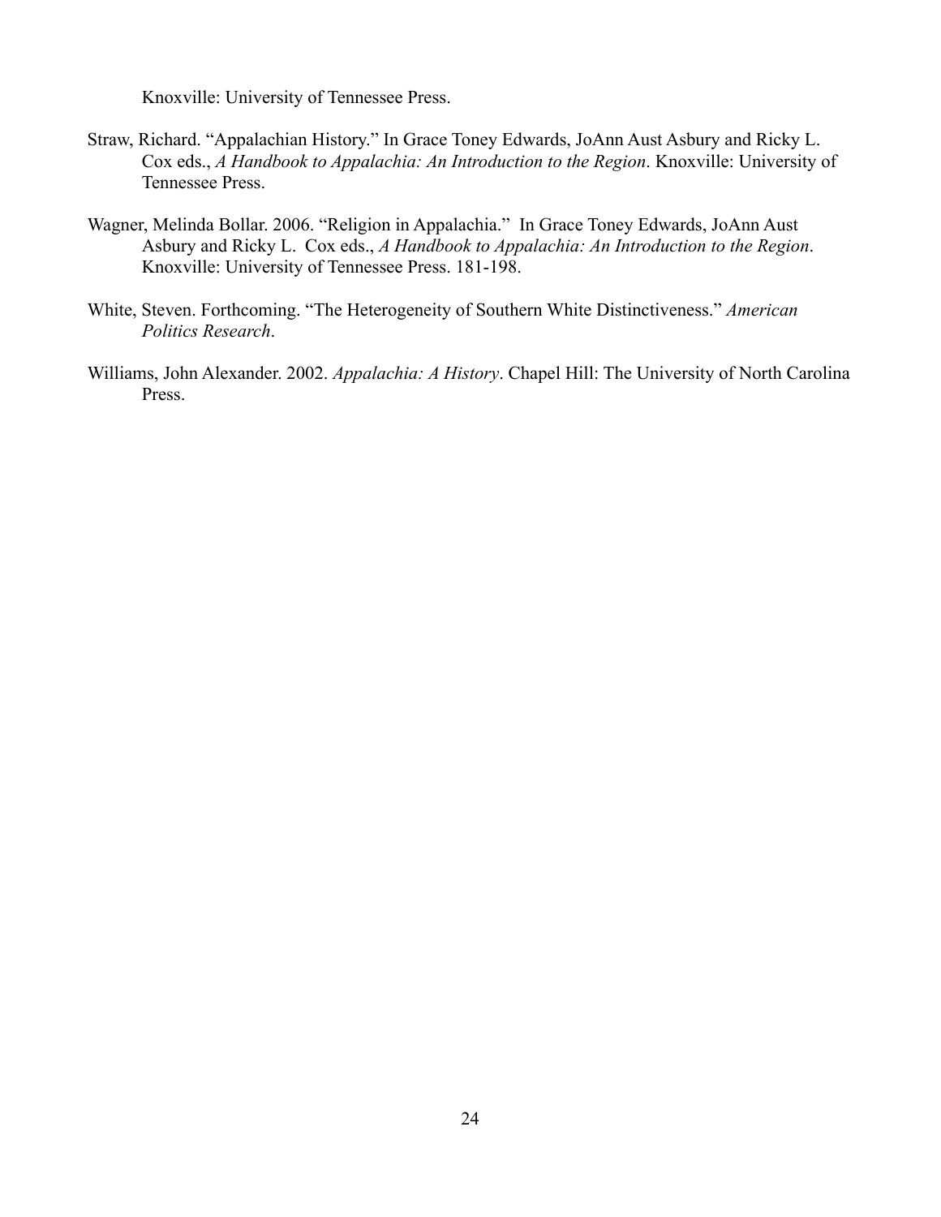Knoxville: University of Tennessee Press.

Straw, Richard. “Appalachian History.” In Grace Toney Edwards, JoAnn Aust Asbury and Ricky L. Cox eds., *A Handbook to Appalachia: An Introduction to the Region*. Knoxville: University of Tennessee Press.

Wagner, Melinda Bollar. 2006. “Religion in Appalachia.” In Grace Toney Edwards, JoAnn Aust Asbury and Ricky L. Cox eds., *A Handbook to Appalachia: An Introduction to the Region*. Knoxville: University of Tennessee Press. 181-198.

White, Steven. Forthcoming. “The Heterogeneity of Southern White Distinctiveness.” *American Politics Research*.

Williams, John Alexander. 2002. *Appalachia: A History*. Chapel Hill: The University of North Carolina Press.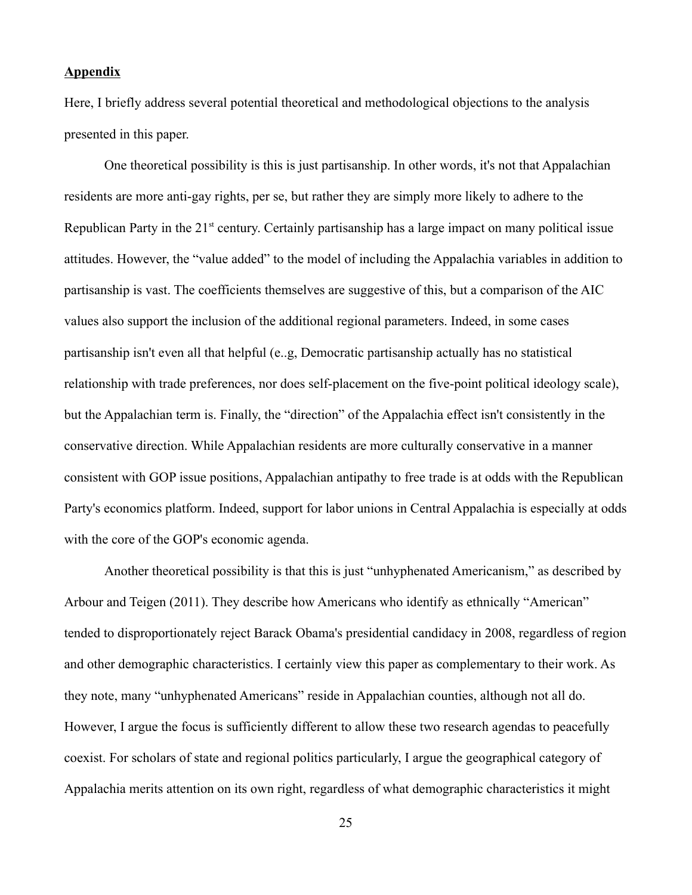**Appendix**

Here, I briefly address several potential theoretical and methodological objections to the analysis presented in this paper.

One theoretical possibility is this is just partisanship. In other words, it's not that Appalachian residents are more anti-gay rights, per se, but rather they are simply more likely to adhere to the Republican Party in the 21st century. Certainly partisanship has a large impact on many political issue attitudes. However, the "value added" to the model of including the Appalachia variables in addition to partisanship is vast. The coefficients themselves are suggestive of this, but a comparison of the AIC values also support the inclusion of the additional regional parameters. Indeed, in some cases partisanship isn't even all that helpful (e..g, Democratic partisanship actually has no statistical relationship with trade preferences, nor does self-placement on the five-point political ideology scale), but the Appalachian term is. Finally, the "direction" of the Appalachia effect isn't consistently in the conservative direction. While Appalachian residents are more culturally conservative in a manner consistent with GOP issue positions, Appalachian antipathy to free trade is at odds with the Republican Party's economics platform. Indeed, support for labor unions in Central Appalachia is especially at odds with the core of the GOP's economic agenda.

Another theoretical possibility is that this is just "unhyphenated Americanism," as described by Arbour and Teigen (2011). They describe how Americans who identify as ethnically "American" tended to disproportionately reject Barack Obama's presidential candidacy in 2008, regardless of region and other demographic characteristics. I certainly view this paper as complementary to their work. As they note, many "unhyphenated Americans" reside in Appalachian counties, although not all do. However, I argue the focus is sufficiently different to allow these two research agendas to peacefully coexist. For scholars of state and regional politics particularly, I argue the geographical category of Appalachia merits attention on its own right, regardless of what demographic characteristics it might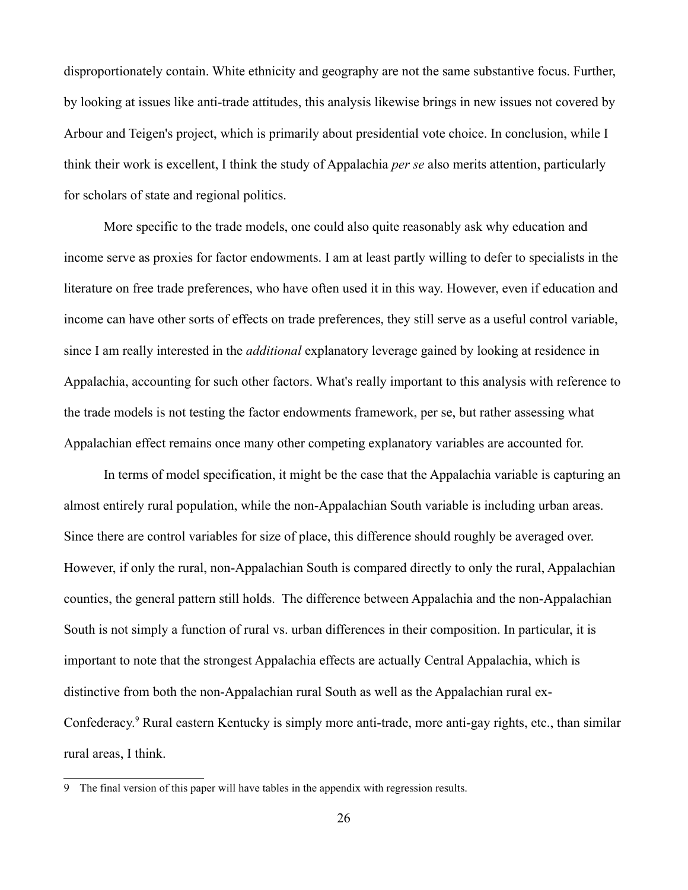disproportionately contain. White ethnicity and geography are not the same substantive focus. Further, by looking at issues like anti-trade attitudes, this analysis likewise brings in new issues not covered by Arbour and Teigen's project, which is primarily about presidential vote choice. In conclusion, while I think their work is excellent, I think the study of Appalachia *per se* also merits attention, particularly for scholars of state and regional politics.

More specific to the trade models, one could also quite reasonably ask why education and income serve as proxies for factor endowments. I am at least partly willing to defer to specialists in the literature on free trade preferences, who have often used it in this way. However, even if education and income can have other sorts of effects on trade preferences, they still serve as a useful control variable, since I am really interested in the *additional* explanatory leverage gained by looking at residence in Appalachia, accounting for such other factors. What's really important to this analysis with reference to the trade models is not testing the factor endowments framework, per se, but rather assessing what Appalachian effect remains once many other competing explanatory variables are accounted for.

In terms of model specification, it might be the case that the Appalachia variable is capturing an almost entirely rural population, while the non-Appalachian South variable is including urban areas. Since there are control variables for size of place, this difference should roughly be averaged over. However, if only the rural, non-Appalachian South is compared directly to only the rural, Appalachian counties, the general pattern still holds. The difference between Appalachia and the non-Appalachian South is not simply a function of rural vs. urban differences in their composition. In particular, it is important to note that the strongest Appalachia effects are actually Central Appalachia, which is distinctive from both the non-Appalachian rural South as well as the Appalachian rural ex-Confederacy.[9] Rural eastern Kentucky is simply more anti-trade, more anti-gay rights, etc., than similar rural areas, I think.

9 The final version of this paper will have tables in the appendix with regression results.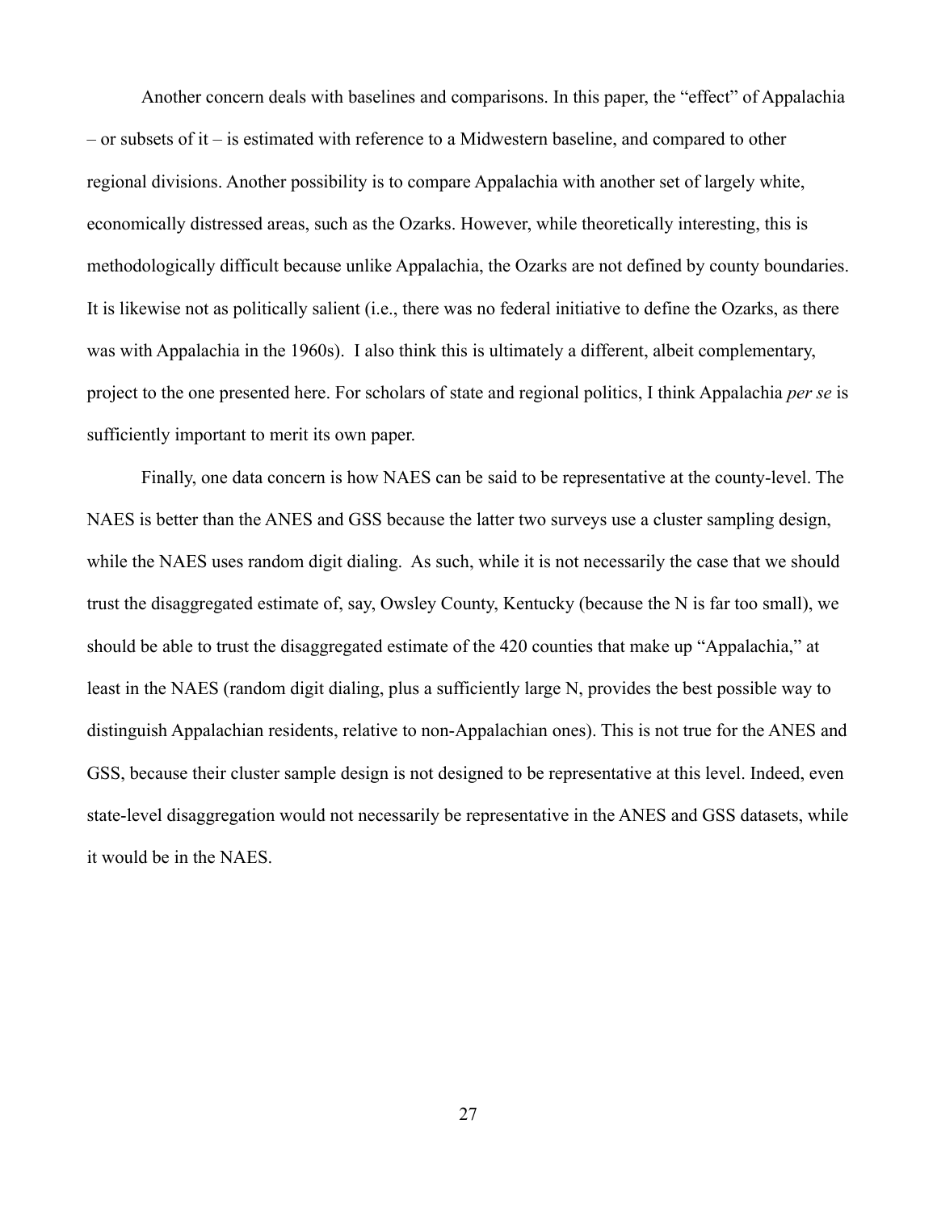Another concern deals with baselines and comparisons. In this paper, the "effect" of Appalachia – or subsets of it – is estimated with reference to a Midwestern baseline, and compared to other regional divisions. Another possibility is to compare Appalachia with another set of largely white, economically distressed areas, such as the Ozarks. However, while theoretically interesting, this is methodologically difficult because unlike Appalachia, the Ozarks are not defined by county boundaries. It is likewise not as politically salient (i.e., there was no federal initiative to define the Ozarks, as there was with Appalachia in the 1960s). I also think this is ultimately a different, albeit complementary, project to the one presented here. For scholars of state and regional politics, I think Appalachia *per se* is sufficiently important to merit its own paper.

Finally, one data concern is how NAES can be said to be representative at the county-level. The NAES is better than the ANES and GSS because the latter two surveys use a cluster sampling design, while the NAES uses random digit dialing. As such, while it is not necessarily the case that we should trust the disaggregated estimate of, say, Owsley County, Kentucky (because the N is far too small), we should be able to trust the disaggregated estimate of the 420 counties that make up "Appalachia," at least in the NAES (random digit dialing, plus a sufficiently large N, provides the best possible way to distinguish Appalachian residents, relative to non-Appalachian ones). This is not true for the ANES and GSS, because their cluster sample design is not designed to be representative at this level. Indeed, even state-level disaggregation would not necessarily be representative in the ANES and GSS datasets, while it would be in the NAES.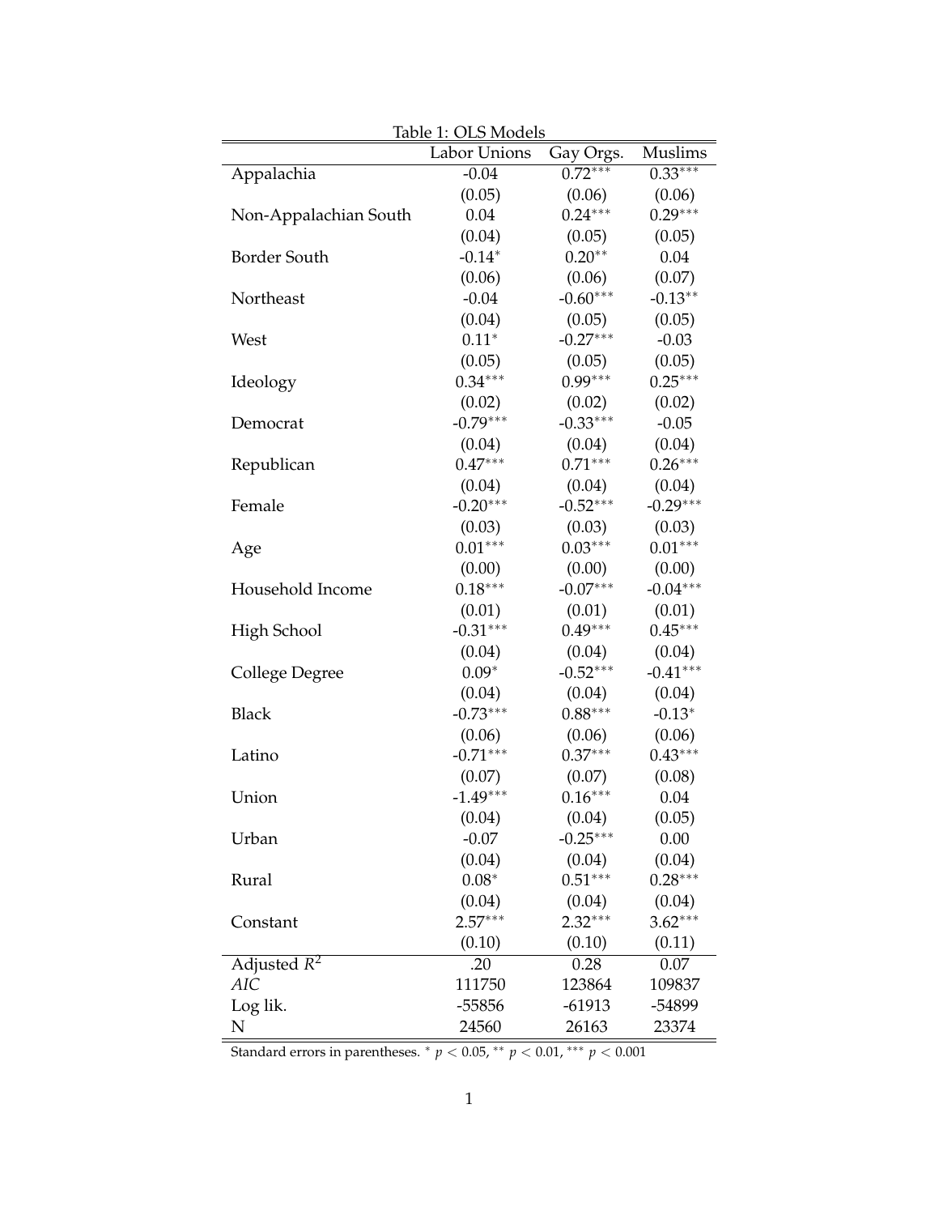Table 1: OLS Models

| | Labor Unions | Gay Orgs. | Muslims |
|---|---|---|---|
| Appalachia | -0.04 | 0.72*** | 0.33*** |
| | (0.05) | (0.06) | (0.06) |
| Non-Appalachian South | 0.04 | 0.24*** | 0.29*** |
| | (0.04) | (0.05) | (0.05) |
| Border South | -0.14* | 0.20** | 0.04 |
| | (0.06) | (0.06) | (0.07) |
| Northeast | -0.04 | -0.60*** | -0.13** |
| | (0.04) | (0.05) | (0.05) |
| West | 0.11* | -0.27*** | -0.03 |
| | (0.05) | (0.05) | (0.05) |
| Ideology | 0.34*** | 0.99*** | 0.25*** |
| | (0.02) | (0.02) | (0.02) |
| Democrat | -0.79*** | -0.33*** | -0.05 |
| | (0.04) | (0.04) | (0.04) |
| Republican | 0.47*** | 0.71*** | 0.26*** |
| | (0.04) | (0.04) | (0.04) |
| Female | -0.20*** | -0.52*** | -0.29*** |
| | (0.03) | (0.03) | (0.03) |
| Age | 0.01*** | 0.03*** | 0.01*** |
| | (0.00) | (0.00) | (0.00) |
| Household Income | 0.18*** | -0.07*** | -0.04*** |
| | (0.01) | (0.01) | (0.01) |
| High School | -0.31*** | 0.49*** | 0.45*** |
| | (0.04) | (0.04) | (0.04) |
| College Degree | 0.09* | -0.52*** | -0.41*** |
| | (0.04) | (0.04) | (0.04) |
| Black | -0.73*** | 0.88*** | -0.13* |
| | (0.06) | (0.06) | (0.06) |
| Latino | -0.71*** | 0.37*** | 0.43*** |
| | (0.07) | (0.07) | (0.08) |
| Union | -1.49*** | 0.16*** | 0.04 |
| | (0.04) | (0.04) | (0.05) |
| Urban | -0.07 | -0.25*** | 0.00 |
| | (0.04) | (0.04) | (0.04) |
| Rural | 0.08* | 0.51*** | 0.28*** |
| | (0.04) | (0.04) | (0.04) |
| Constant | 2.57*** | 2.32*** | 3.62*** |
| | (0.10) | (0.10) | (0.11) |
| Adjusted $R^2$ | .20 | 0.28 | 0.07 |
| *AIC* | 111750 | 123864 | 109837 |
| Log lik. | -55856 | -61913 | -54899 |
| N | 24560 | 26163 | 23374 |

Standard errors in parentheses. * $p < 0.05$, ** $p < 0.01$, *** $p < 0.001$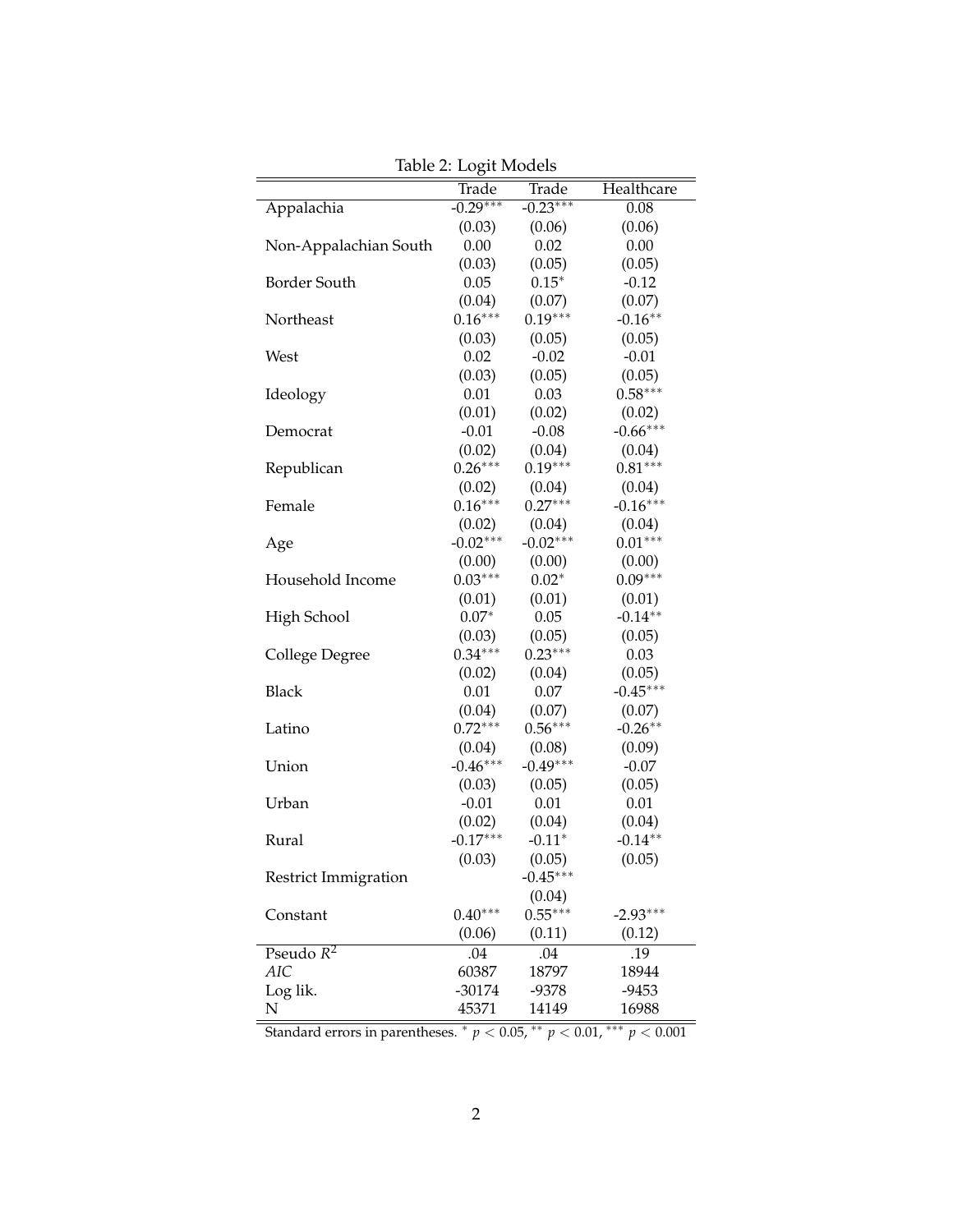Table 2: Logit Models

| | Trade | Trade | Healthcare |
|---|---|---|---|
| Appalachia | -0.29*** | -0.23*** | 0.08 |
| | (0.03) | (0.06) | (0.06) |
| Non-Appalachian South | 0.00 | 0.02 | 0.00 |
| | (0.03) | (0.05) | (0.05) |
| Border South | 0.05 | 0.15* | -0.12 |
| | (0.04) | (0.07) | (0.07) |
| Northeast | 0.16*** | 0.19*** | -0.16** |
| | (0.03) | (0.05) | (0.05) |
| West | 0.02 | -0.02 | -0.01 |
| | (0.03) | (0.05) | (0.05) |
| Ideology | 0.01 | 0.03 | 0.58*** |
| | (0.01) | (0.02) | (0.02) |
| Democrat | -0.01 | -0.08 | -0.66*** |
| | (0.02) | (0.04) | (0.04) |
| Republican | 0.26*** | 0.19*** | 0.81*** |
| | (0.02) | (0.04) | (0.04) |
| Female | 0.16*** | 0.27*** | -0.16*** |
| | (0.02) | (0.04) | (0.04) |
| Age | -0.02*** | -0.02*** | 0.01*** |
| | (0.00) | (0.00) | (0.00) |
| Household Income | 0.03*** | 0.02* | 0.09*** |
| | (0.01) | (0.01) | (0.01) |
| High School | 0.07* | 0.05 | -0.14** |
| | (0.03) | (0.05) | (0.05) |
| College Degree | 0.34*** | 0.23*** | 0.03 |
| | (0.02) | (0.04) | (0.05) |
| Black | 0.01 | 0.07 | -0.45*** |
| | (0.04) | (0.07) | (0.07) |
| Latino | 0.72*** | 0.56*** | -0.26** |
| | (0.04) | (0.08) | (0.09) |
| Union | -0.46*** | -0.49*** | -0.07 |
| | (0.03) | (0.05) | (0.05) |
| Urban | -0.01 | 0.01 | 0.01 |
| | (0.02) | (0.04) | (0.04) |
| Rural | -0.17*** | -0.11* | -0.14** |
| | (0.03) | (0.05) | (0.05) |
| Restrict Immigration | | -0.45*** | |
| | | (0.04) | |
| Constant | 0.40*** | 0.55*** | -2.93*** |
| | (0.06) | (0.11) | (0.12) |
| Pseudo $R^2$ | .04 | .04 | .19 |
| *AIC* | 60387 | 18797 | 18944 |
| Log lik. | -30174 | -9378 | -9453 |
| N | 45371 | 14149 | 16988 |

Standard errors in parentheses. * $p < 0.05$, ** $p < 0.01$, *** $p < 0.001$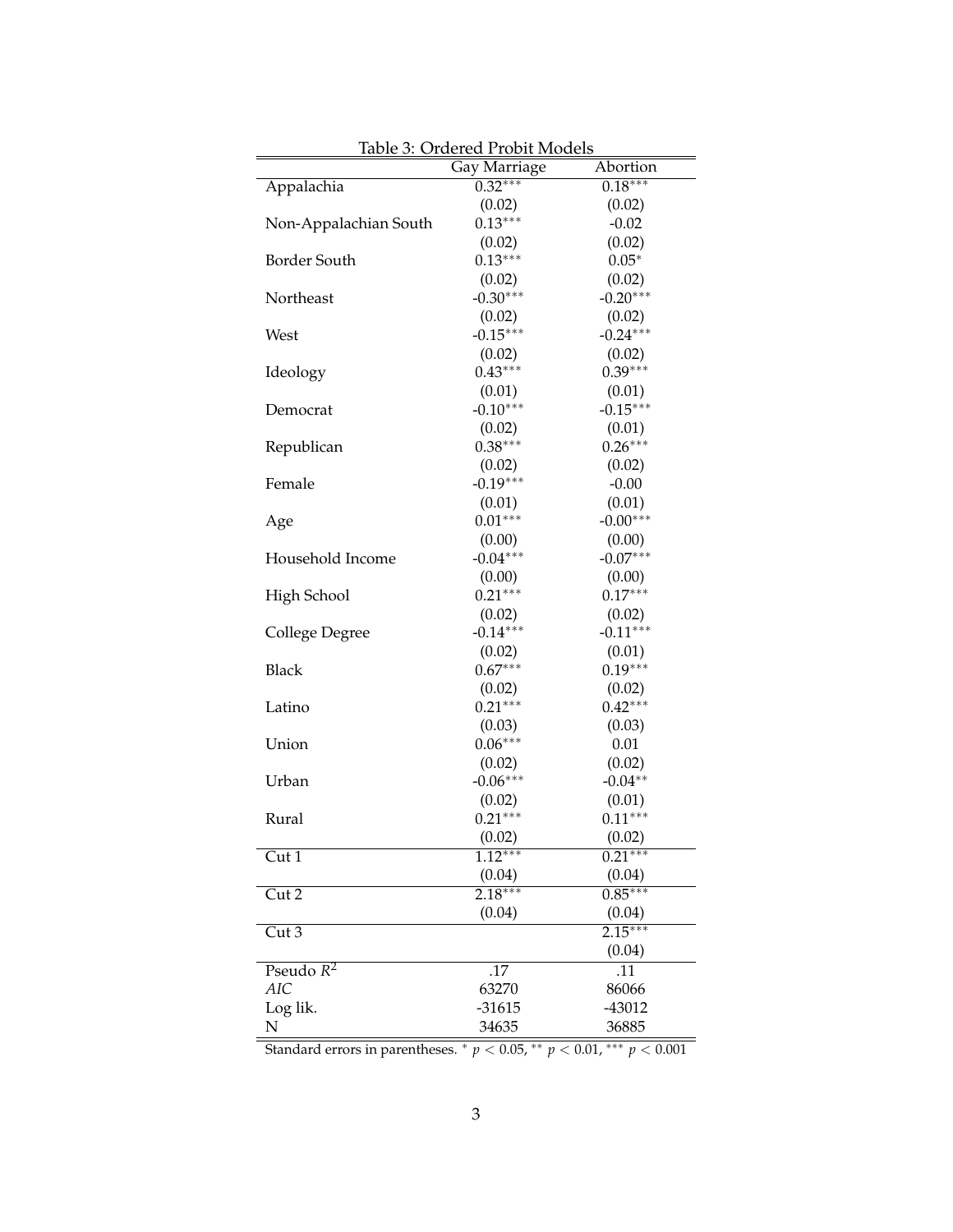Table 3: Ordered Probit Models

| | Gay Marriage | Abortion |
|---|---|---|
| Appalachia | $0.32^{***}$ | $0.18^{***}$ |
| | (0.02) | (0.02) |
| Non-Appalachian South | $0.13^{***}$ | -0.02 |
| | (0.02) | (0.02) |
| Border South | $0.13^{***}$ | $0.05^{*}$ |
| | (0.02) | (0.02) |
| Northeast | $-0.30^{***}$ | $-0.20^{***}$ |
| | (0.02) | (0.02) |
| West | $-0.15^{***}$ | $-0.24^{***}$ |
| | (0.02) | (0.02) |
| Ideology | $0.43^{***}$ | $0.39^{***}$ |
| | (0.01) | (0.01) |
| Democrat | $-0.10^{***}$ | $-0.15^{***}$ |
| | (0.02) | (0.01) |
| Republican | $0.38^{***}$ | $0.26^{***}$ |
| | (0.02) | (0.02) |
| Female | $-0.19^{***}$ | -0.00 |
| | (0.01) | (0.01) |
| Age | $0.01^{***}$ | $-0.00^{***}$ |
| | (0.00) | (0.00) |
| Household Income | $-0.04^{***}$ | $-0.07^{***}$ |
| | (0.00) | (0.00) |
| High School | $0.21^{***}$ | $0.17^{***}$ |
| | (0.02) | (0.02) |
| College Degree | $-0.14^{***}$ | $-0.11^{***}$ |
| | (0.02) | (0.01) |
| Black | $0.67^{***}$ | $0.19^{***}$ |
| | (0.02) | (0.02) |
| Latino | $0.21^{***}$ | $0.42^{***}$ |
| | (0.03) | (0.03) |
| Union | $0.06^{***}$ | 0.01 |
| | (0.02) | (0.02) |
| Urban | $-0.06^{***}$ | $-0.04^{**}$ |
| | (0.02) | (0.01) |
| Rural | $0.21^{***}$ | $0.11^{***}$ |
| | (0.02) | (0.02) |
| Cut 1 | $1.12^{***}$ | $0.21^{***}$ |
| | (0.04) | (0.04) |
| Cut 2 | $2.18^{***}$ | $0.85^{***}$ |
| | (0.04) | (0.04) |
| Cut 3 | | $2.15^{***}$ |
| | | (0.04) |
| Pseudo $R^2$ | .17 | .11 |
| *AIC* | 63270 | 86066 |
| Log lik. | -31615 | -43012 |
| N | 34635 | 36885 |

Standard errors in parentheses. $^{*}$ $p < 0.05$, $^{**}$ $p < 0.01$, $^{***}$ $p < 0.001$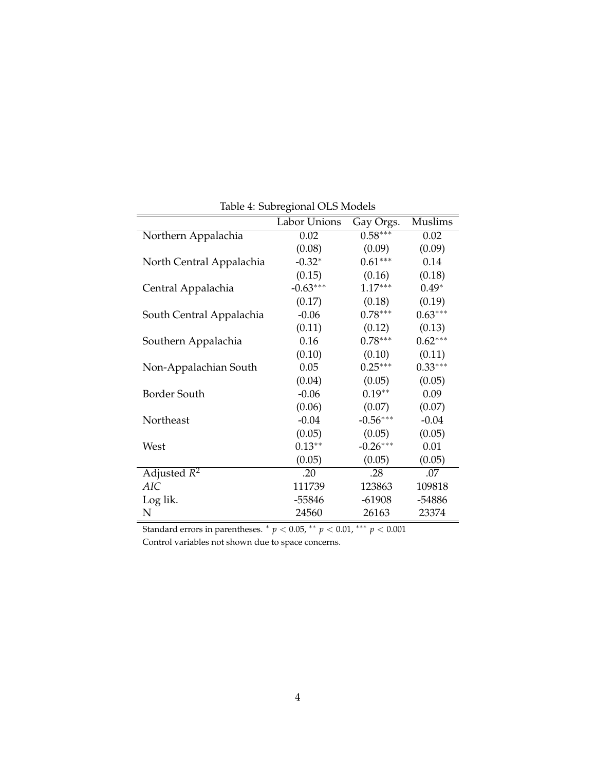Table 4: Subregional OLS Models

| | Labor Unions | Gay Orgs. | Muslims |
|---|---|---|---|
| Northern Appalachia | 0.02 | 0.58*** | 0.02 |
| | (0.08) | (0.09) | (0.09) |
| North Central Appalachia | -0.32* | 0.61*** | 0.14 |
| | (0.15) | (0.16) | (0.18) |
| Central Appalachia | -0.63*** | 1.17*** | 0.49* |
| | (0.17) | (0.18) | (0.19) |
| South Central Appalachia | -0.06 | 0.78*** | 0.63*** |
| | (0.11) | (0.12) | (0.13) |
| Southern Appalachia | 0.16 | 0.78*** | 0.62*** |
| | (0.10) | (0.10) | (0.11) |
| Non-Appalachian South | 0.05 | 0.25*** | 0.33*** |
| | (0.04) | (0.05) | (0.05) |
| Border South | -0.06 | 0.19** | 0.09 |
| | (0.06) | (0.07) | (0.07) |
| Northeast | -0.04 | -0.56*** | -0.04 |
| | (0.05) | (0.05) | (0.05) |
| West | 0.13** | -0.26*** | 0.01 |
| | (0.05) | (0.05) | (0.05) |
| Adjusted $R^2$ | .20 | .28 | .07 |
| *AIC* | 111739 | 123863 | 109818 |
| Log lik. | -55846 | -61908 | -54886 |
| N | 24560 | 26163 | 23374 |

Standard errors in parentheses. * $p < 0.05$, ** $p < 0.01$, *** $p < 0.001$

Control variables not shown due to space concerns.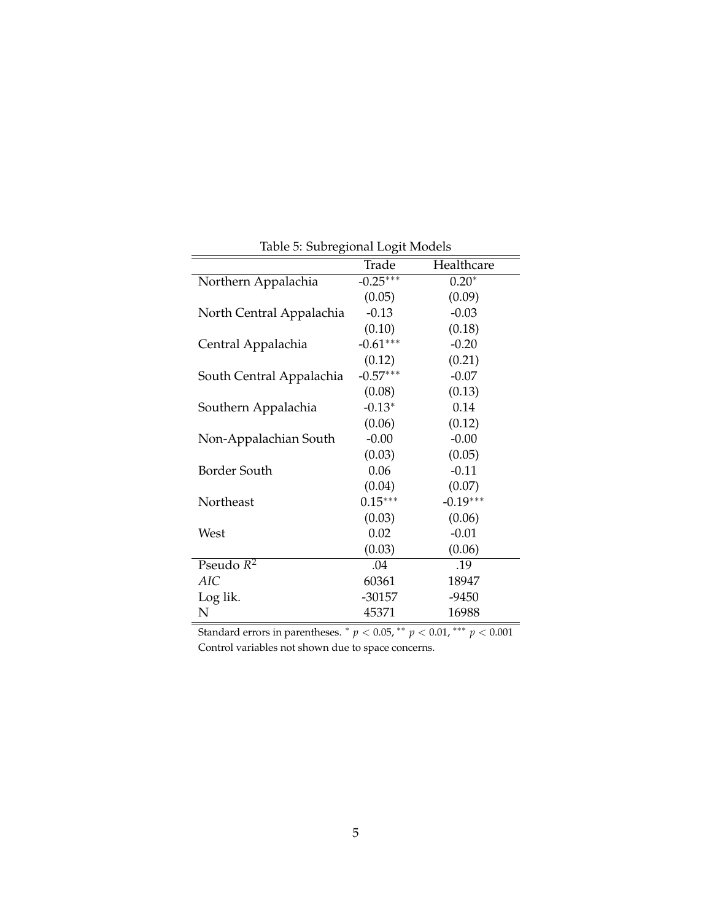Table 5: Subregional Logit Models

| | Trade | Healthcare |
|---|---|---|
| Northern Appalachia | -0.25*** | 0.20* |
| | (0.05) | (0.09) |
| North Central Appalachia | -0.13 | -0.03 |
| | (0.10) | (0.18) |
| Central Appalachia | -0.61*** | -0.20 |
| | (0.12) | (0.21) |
| South Central Appalachia | -0.57*** | -0.07 |
| | (0.08) | (0.13) |
| Southern Appalachia | -0.13* | 0.14 |
| | (0.06) | (0.12) |
| Non-Appalachian South | -0.00 | -0.00 |
| | (0.03) | (0.05) |
| Border South | 0.06 | -0.11 |
| | (0.04) | (0.07) |
| Northeast | 0.15*** | -0.19*** |
| | (0.03) | (0.06) |
| West | 0.02 | -0.01 |
| | (0.03) | (0.06) |
| Pseudo $R^2$ | .04 | .19 |
| *AIC* | 60361 | 18947 |
| Log lik. | -30157 | -9450 |
| N | 45371 | 16988 |

Standard errors in parentheses. $^{*}$ $p < 0.05$, $^{**}$ $p < 0.01$, $^{***}$ $p < 0.001$
Control variables not shown due to space concerns.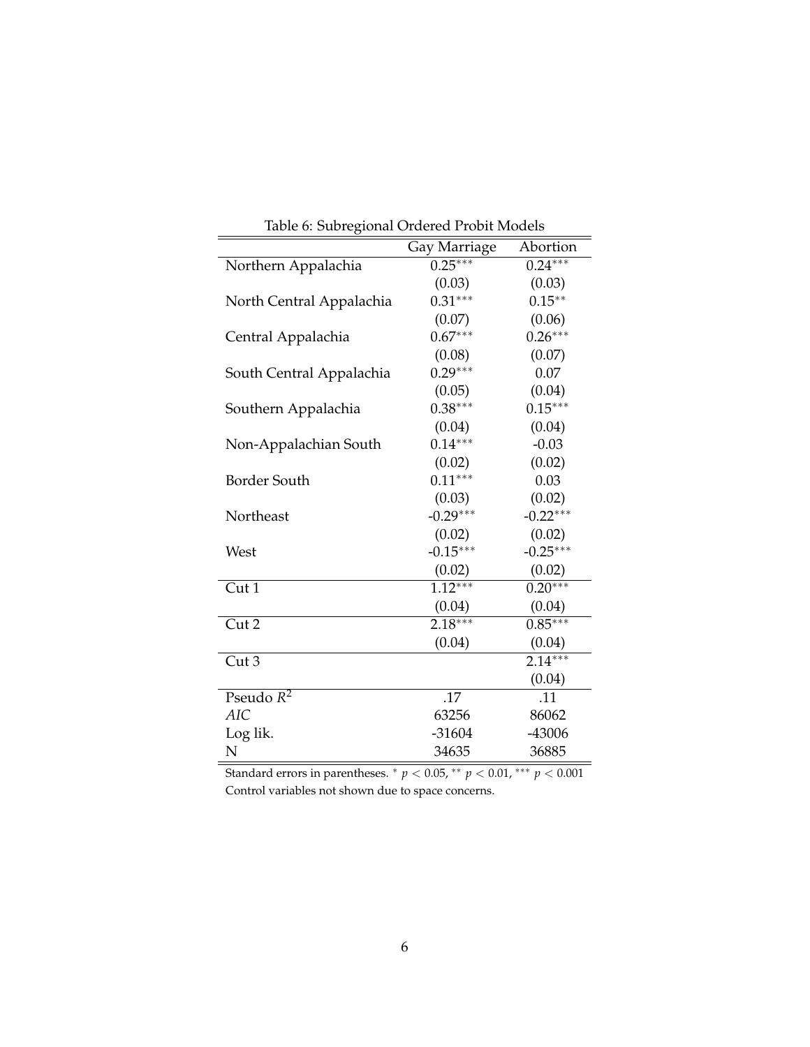Table 6: Subregional Ordered Probit Models

| | Gay Marriage | Abortion |
|---|---|---|
| Northern Appalachia | $0.25^{***}$ | $0.24^{***}$ |
| | (0.03) | (0.03) |
| North Central Appalachia | $0.31^{***}$ | $0.15^{**}$ |
| | (0.07) | (0.06) |
| Central Appalachia | $0.67^{***}$ | $0.26^{***}$ |
| | (0.08) | (0.07) |
| South Central Appalachia | $0.29^{***}$ | 0.07 |
| | (0.05) | (0.04) |
| Southern Appalachia | $0.38^{***}$ | $0.15^{***}$ |
| | (0.04) | (0.04) |
| Non-Appalachian South | $0.14^{***}$ | -0.03 |
| | (0.02) | (0.02) |
| Border South | $0.11^{***}$ | 0.03 |
| | (0.03) | (0.02) |
| Northeast | $-0.29^{***}$ | $-0.22^{***}$ |
| | (0.02) | (0.02) |
| West | $-0.15^{***}$ | $-0.25^{***}$ |
| | (0.02) | (0.02) |
| Cut 1 | $1.12^{***}$ | $0.20^{***}$ |
| | (0.04) | (0.04) |
| Cut 2 | $2.18^{***}$ | $0.85^{***}$ |
| | (0.04) | (0.04) |
| Cut 3 | | $2.14^{***}$ |
| | | (0.04) |
| Pseudo $R^2$ | .17 | .11 |
| *AIC* | 63256 | 86062 |
| Log lik. | -31604 | -43006 |
| N | 34635 | 36885 |

Standard errors in parentheses. $^{*}$ $p < 0.05$, $^{**}$ $p < 0.01$, $^{***}$ $p < 0.001$
Control variables not shown due to space concerns.